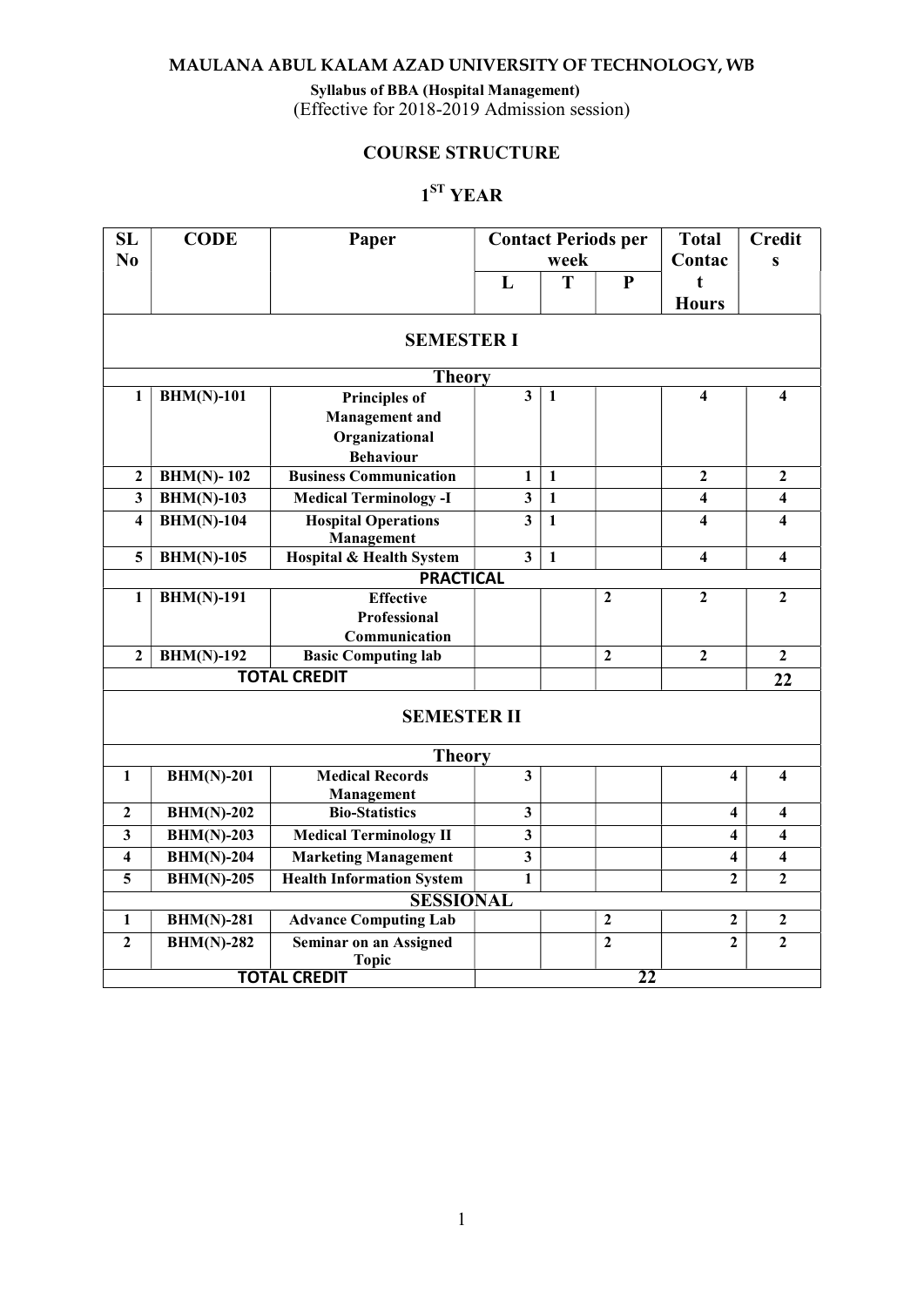**MAULANA ABUL KALAM AZAD UNIVERSITY OF TECHNOLOGY, WB**

**Syllabus of BBA (Hospital Management)**
(Effective for 2018-2019 Admission session)

## COURSE STRUCTURE

## 1[ST] YEAR

| SL No | CODE | Paper | Contact Periods per week | | | Total Contact Hours | Credits |
|---|---|---|---|---|---|---|---|
| | | | L | T | P | | |
| **SEMESTER I** | | | | | | | |
| **Theory** | | | | | | | |
| 1 | BHM(N)-101 | Principles of Management and Organizational Behaviour | 3 | 1 | | 4 | 4 |
| 2 | BHM(N)- 102 | Business Communication | 1 | 1 | | 2 | 2 |
| 3 | BHM(N)-103 | Medical Terminology -I | 3 | 1 | | 4 | 4 |
| 4 | BHM(N)-104 | Hospital Operations Management | 3 | 1 | | 4 | 4 |
| 5 | BHM(N)-105 | Hospital & Health System | 3 | 1 | | 4 | 4 |
| **PRACTICAL** | | | | | | | |
| 1 | BHM(N)-191 | Effective Professional Communication | | | 2 | 2 | 2 |
| 2 | BHM(N)-192 | Basic Computing lab | | | 2 | 2 | 2 |
| **TOTAL CREDIT** | | | | | | | 22 |
| **SEMESTER II** | | | | | | | |
| **Theory** | | | | | | | |
| 1 | BHM(N)-201 | Medical Records Management | 3 | | | 4 | 4 |
| 2 | BHM(N)-202 | Bio-Statistics | 3 | | | 4 | 4 |
| 3 | BHM(N)-203 | Medical Terminology II | 3 | | | 4 | 4 |
| 4 | BHM(N)-204 | Marketing Management | 3 | | | 4 | 4 |
| 5 | BHM(N)-205 | Health Information System | 1 | | | 2 | 2 |
| **SESSIONAL** | | | | | | | |
| 1 | BHM(N)-281 | Advance Computing Lab | | | 2 | 2 | 2 |
| 2 | BHM(N)-282 | Seminar on an Assigned Topic | | | 2 | 2 | 2 |
| **TOTAL CREDIT** | | | 22 | | | | |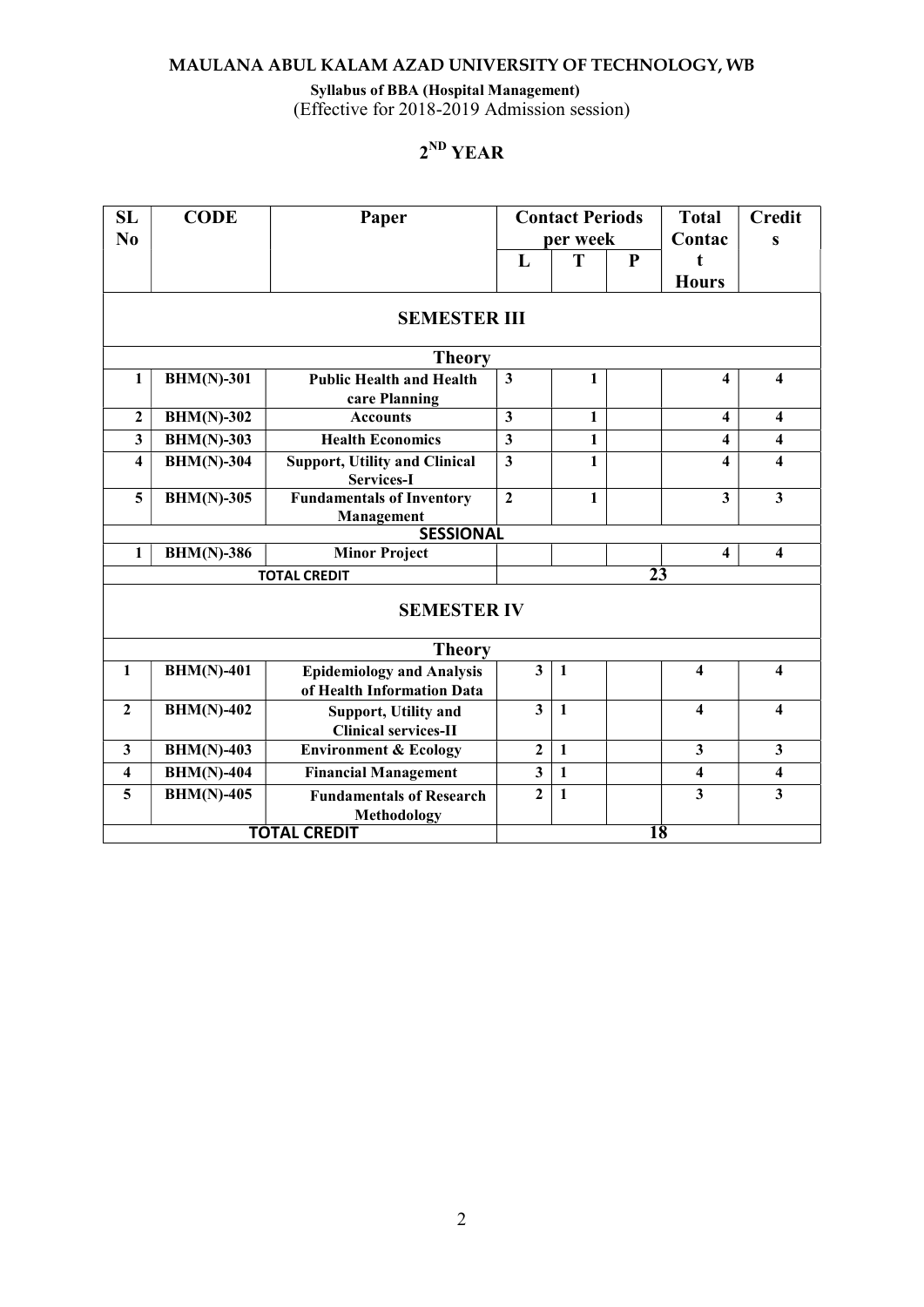**MAULANA ABUL KALAM AZAD UNIVERSITY OF TECHNOLOGY, WB**

**Syllabus of BBA (Hospital Management)**
(Effective for 2018-2019 Admission session)

## 2ND YEAR

| SL No | CODE | Paper | Contact Periods per week | | | Total Contact Hours | Credits |
|---|---|---|---|---|---|---|---|
| | | | L | T | P | | |
| **SEMESTER III** | | | | | | | |
| **Theory** | | | | | | | |
| 1 | BHM(N)-301 | Public Health and Health care Planning | 3 | 1 | | 4 | 4 |
| 2 | BHM(N)-302 | Accounts | 3 | 1 | | 4 | 4 |
| 3 | BHM(N)-303 | Health Economics | 3 | 1 | | 4 | 4 |
| 4 | BHM(N)-304 | Support, Utility and Clinical Services-I | 3 | 1 | | 4 | 4 |
| 5 | BHM(N)-305 | Fundamentals of Inventory Management | 2 | 1 | | 3 | 3 |
| **SESSIONAL** | | | | | | | |
| 1 | BHM(N)-386 | Minor Project | | | | 4 | 4 |
| **TOTAL CREDIT** | | | 23 | | | | |
| **SEMESTER IV** | | | | | | | |
| **Theory** | | | | | | | |
| 1 | BHM(N)-401 | Epidemiology and Analysis of Health Information Data | 3 | 1 | | 4 | 4 |
| 2 | BHM(N)-402 | Support, Utility and Clinical services-II | 3 | 1 | | 4 | 4 |
| 3 | BHM(N)-403 | Environment & Ecology | 2 | 1 | | 3 | 3 |
| 4 | BHM(N)-404 | Financial Management | 3 | 1 | | 4 | 4 |
| 5 | BHM(N)-405 | Fundamentals of Research Methodology | 2 | 1 | | 3 | 3 |
| **TOTAL CREDIT** | | | 18 | | | | |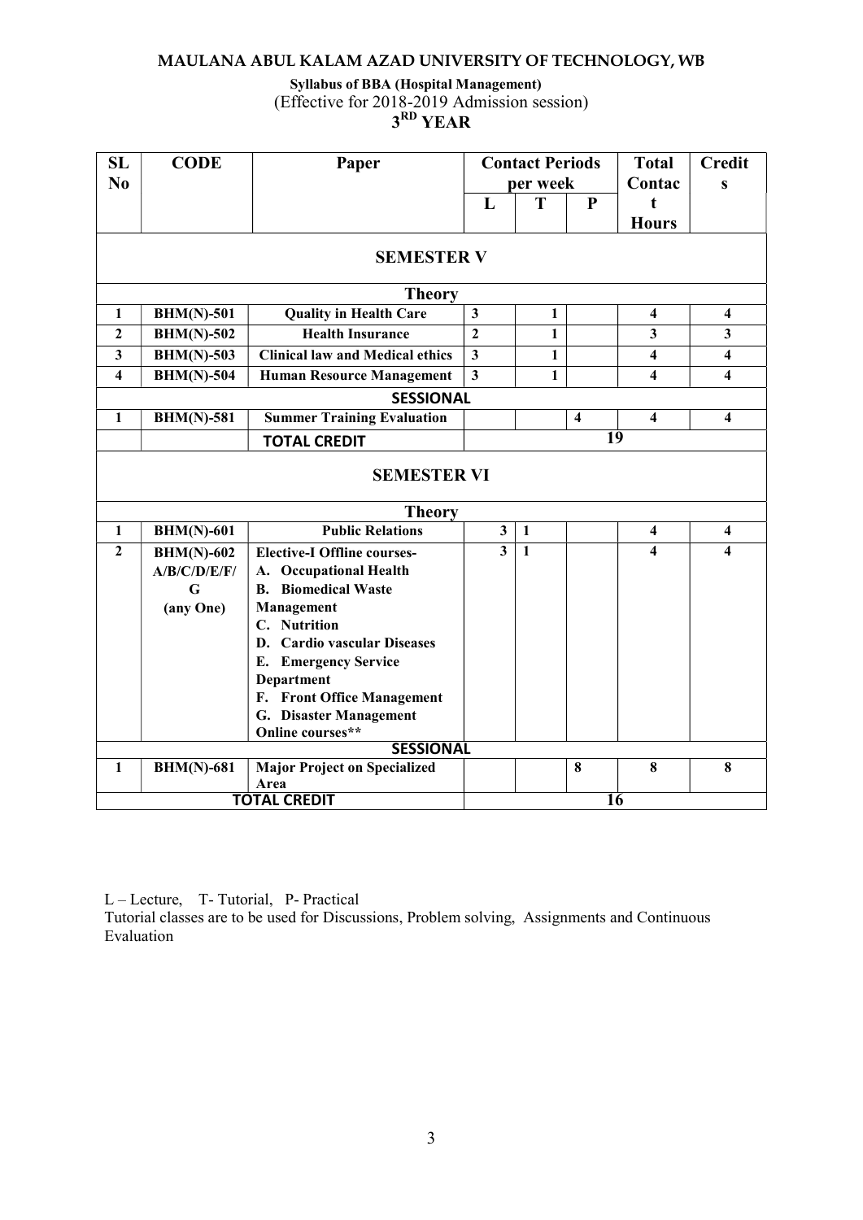**MAULANA ABUL KALAM AZAD UNIVERSITY OF TECHNOLOGY, WB**

**Syllabus of BBA (Hospital Management)**

(Effective for 2018-2019 Admission session)

**3RD YEAR**

| SL No | CODE | Paper | Contact Periods per week | | | Total Contact Hours | Credits |
|---|---|---|---|---|---|---|---|
| | | | L | T | P | | |
| **SEMESTER V** | | | | | | | |
| **Theory** | | | | | | | |
| 1 | BHM(N)-501 | Quality in Health Care | 3 | 1 | | 4 | 4 |
| 2 | BHM(N)-502 | Health Insurance | 2 | 1 | | 3 | 3 |
| 3 | BHM(N)-503 | Clinical law and Medical ethics | 3 | 1 | | 4 | 4 |
| 4 | BHM(N)-504 | Human Resource Management | 3 | 1 | | 4 | 4 |
| **SESSIONAL** | | | | | | | |
| 1 | BHM(N)-581 | Summer Training Evaluation | | | 4 | 4 | 4 |
| | | **TOTAL CREDIT** | 19 | | | | |
| **SEMESTER VI** | | | | | | | |
| **Theory** | | | | | | | |
| 1 | BHM(N)-601 | Public Relations | 3 | 1 | | 4 | 4 |
| 2 | BHM(N)-602 A/B/C/D/E/F/G (any One) | Elective-I Offline courses- A. Occupational Health B. Biomedical Waste Management C. Nutrition D. Cardio vascular Diseases E. Emergency Service Department F. Front Office Management G. Disaster Management Online courses** | 3 | 1 | | 4 | 4 |
| **SESSIONAL** | | | | | | | |
| 1 | BHM(N)-681 | Major Project on Specialized Area | | | 8 | 8 | 8 |
| **TOTAL CREDIT** | | | 16 | | | | |

L – Lecture, T- Tutorial, P- Practical

Tutorial classes are to be used for Discussions, Problem solving, Assignments and Continuous Evaluation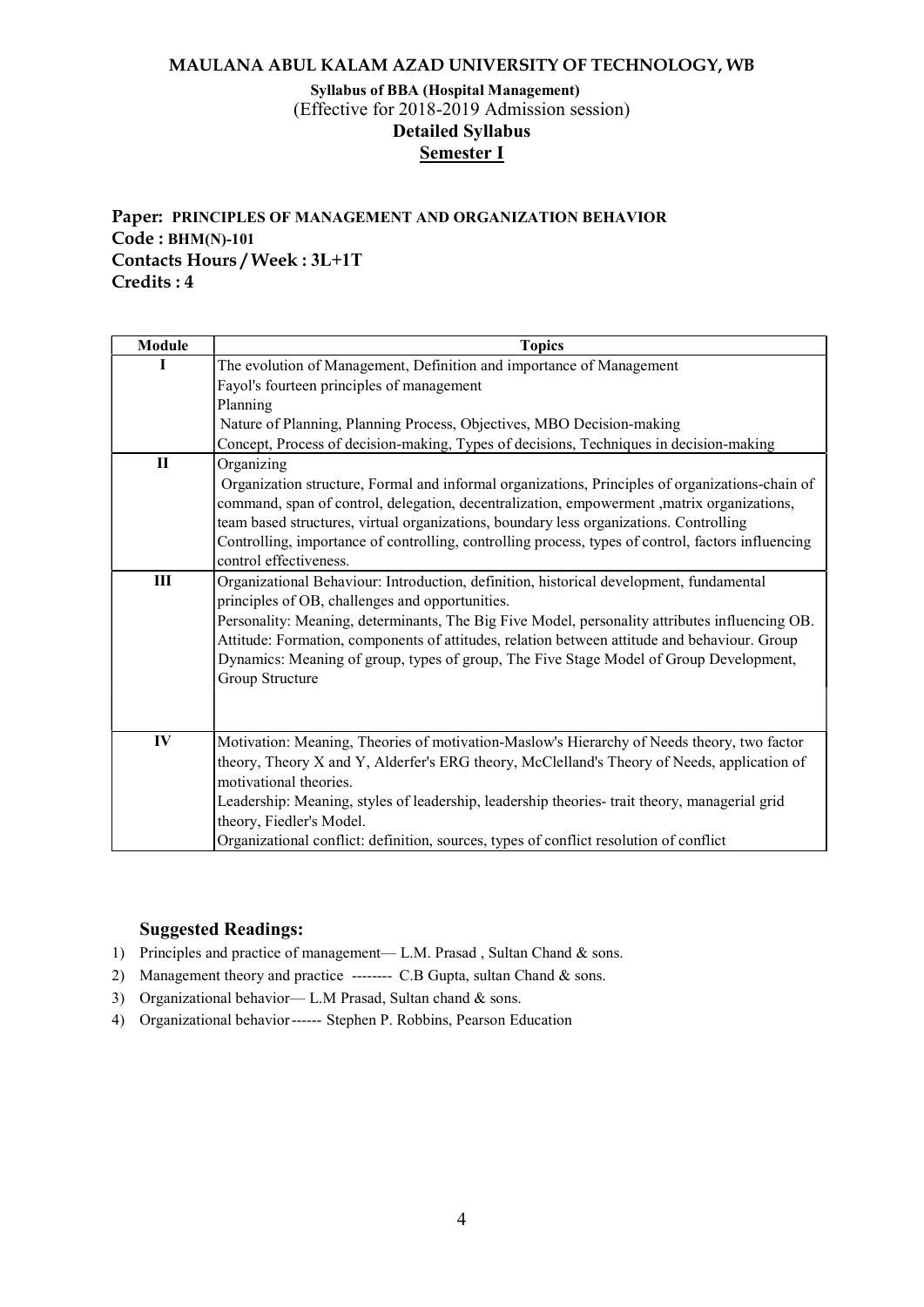# MAULANA ABUL KALAM AZAD UNIVERSITY OF TECHNOLOGY, WB

**Syllabus of BBA (Hospital Management)**
(Effective for 2018-2019 Admission session)
**Detailed Syllabus**
**Semester I**

**Paper: PRINCIPLES OF MANAGEMENT AND ORGANIZATION BEHAVIOR**
**Code : BHM(N)-101**
**Contacts Hours / Week : 3L+1T**
**Credits : 4**

| Module | Topics |
|---|---|
| I | The evolution of Management, Definition and importance of Management<br>Fayol's fourteen principles of management<br>Planning<br>Nature of Planning, Planning Process, Objectives, MBO Decision-making<br>Concept, Process of decision-making, Types of decisions, Techniques in decision-making |
| II | Organizing<br>Organization structure, Formal and informal organizations, Principles of organizations-chain of command, span of control, delegation, decentralization, empowerment ,matrix organizations, team based structures, virtual organizations, boundary less organizations. Controlling<br>Controlling, importance of controlling, controlling process, types of control, factors influencing control effectiveness. |
| III | Organizational Behaviour: Introduction, definition, historical development, fundamental principles of OB, challenges and opportunities.<br>Personality: Meaning, determinants, The Big Five Model, personality attributes influencing OB.<br>Attitude: Formation, components of attitudes, relation between attitude and behaviour. Group Dynamics: Meaning of group, types of group, The Five Stage Model of Group Development, Group Structure |
| IV | Motivation: Meaning, Theories of motivation-Maslow's Hierarchy of Needs theory, two factor theory, Theory X and Y, Alderfer's ERG theory, McClelland's Theory of Needs, application of motivational theories.<br>Leadership: Meaning, styles of leadership, leadership theories- trait theory, managerial grid theory, Fiedler's Model.<br>Organizational conflict: definition, sources, types of conflict resolution of conflict |

### Suggested Readings:

1) Principles and practice of management— L.M. Prasad , Sultan Chand & sons.
2) Management theory and practice -------- C.B Gupta, sultan Chand & sons.
3) Organizational behavior— L.M Prasad, Sultan chand & sons.
4) Organizational behavior------ Stephen P. Robbins, Pearson Education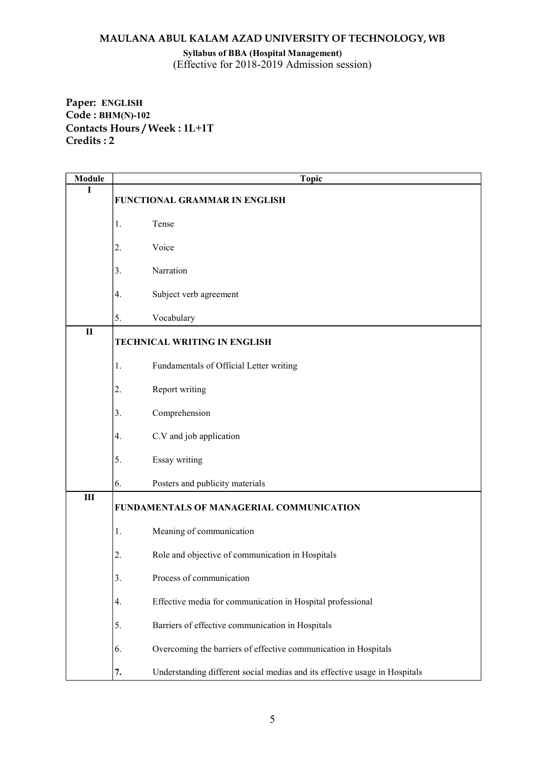**MAULANA ABUL KALAM AZAD UNIVERSITY OF TECHNOLOGY, WB**

**Syllabus of BBA (Hospital Management)**
(Effective for 2018-2019 Admission session)

**Paper: ENGLISH**
**Code : BHM(N)-102**
**Contacts Hours / Week : 1L+1T**
**Credits : 2**

| Module | Topic |
|---|---|
| I | **FUNCTIONAL GRAMMAR IN ENGLISH**<br>1. Tense<br>2. Voice<br>3. Narration<br>4. Subject verb agreement<br>5. Vocabulary |
| II | **TECHNICAL WRITING IN ENGLISH**<br>1. Fundamentals of Official Letter writing<br>2. Report writing<br>3. Comprehension<br>4. C.V and job application<br>5. Essay writing<br>6. Posters and publicity materials |
| III | **FUNDAMENTALS OF MANAGERIAL COMMUNICATION**<br>1. Meaning of communication<br>2. Role and objective of communication in Hospitals<br>3. Process of communication<br>4. Effective media for communication in Hospital professional<br>5. Barriers of effective communication in Hospitals<br>6. Overcoming the barriers of effective communication in Hospitals<br>**7.** Understanding different social medias and its effective usage in Hospitals |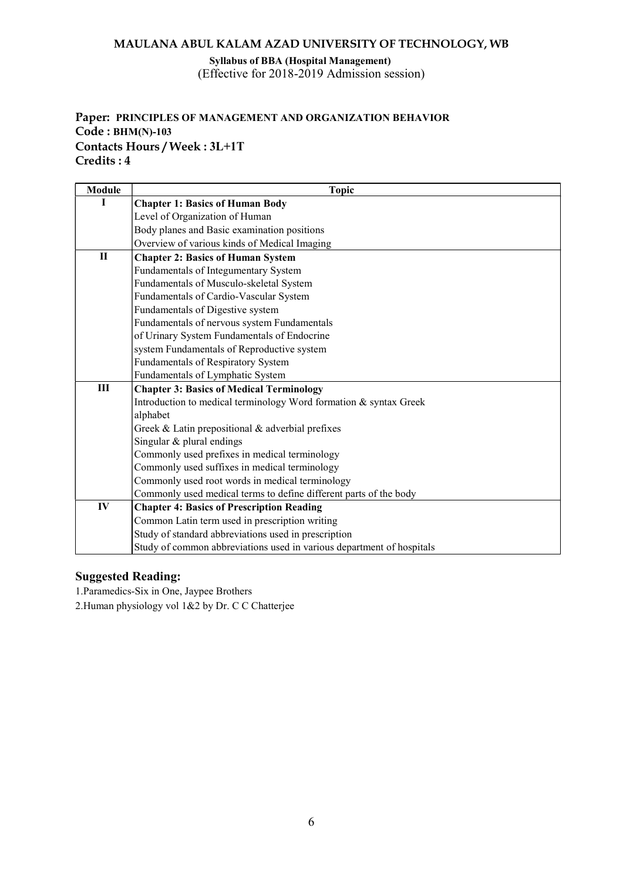# MAULANA ABUL KALAM AZAD UNIVERSITY OF TECHNOLOGY, WB

**Syllabus of BBA (Hospital Management)**
(Effective for 2018-2019 Admission session)

**Paper: PRINCIPLES OF MANAGEMENT AND ORGANIZATION BEHAVIOR**
**Code : BHM(N)-103**
**Contacts Hours / Week : 3L+1T**
**Credits : 4**

| Module | Topic |
|---|---|
| I | **Chapter 1: Basics of Human Body** |
| | Level of Organization of Human |
| | Body planes and Basic examination positions |
| | Overview of various kinds of Medical Imaging |
| II | **Chapter 2: Basics of Human System** |
| | Fundamentals of Integumentary System |
| | Fundamentals of Musculo-skeletal System |
| | Fundamentals of Cardio-Vascular System |
| | Fundamentals of Digestive system |
| | Fundamentals of nervous system Fundamentals |
| | of Urinary System Fundamentals of Endocrine |
| | system Fundamentals of Reproductive system |
| | Fundamentals of Respiratory System |
| | Fundamentals of Lymphatic System |
| III | **Chapter 3: Basics of Medical Terminology** |
| | Introduction to medical terminology Word formation & syntax Greek alphabet |
| | Greek & Latin prepositional & adverbial prefixes |
| | Singular & plural endings |
| | Commonly used prefixes in medical terminology |
| | Commonly used suffixes in medical terminology |
| | Commonly used root words in medical terminology |
| | Commonly used medical terms to define different parts of the body |
| IV | **Chapter 4: Basics of Prescription Reading** |
| | Common Latin term used in prescription writing |
| | Study of standard abbreviations used in prescription |
| | Study of common abbreviations used in various department of hospitals |

## Suggested Reading:

1.Paramedics-Six in One, Jaypee Brothers

2.Human physiology vol 1&2 by Dr. C C Chatterjee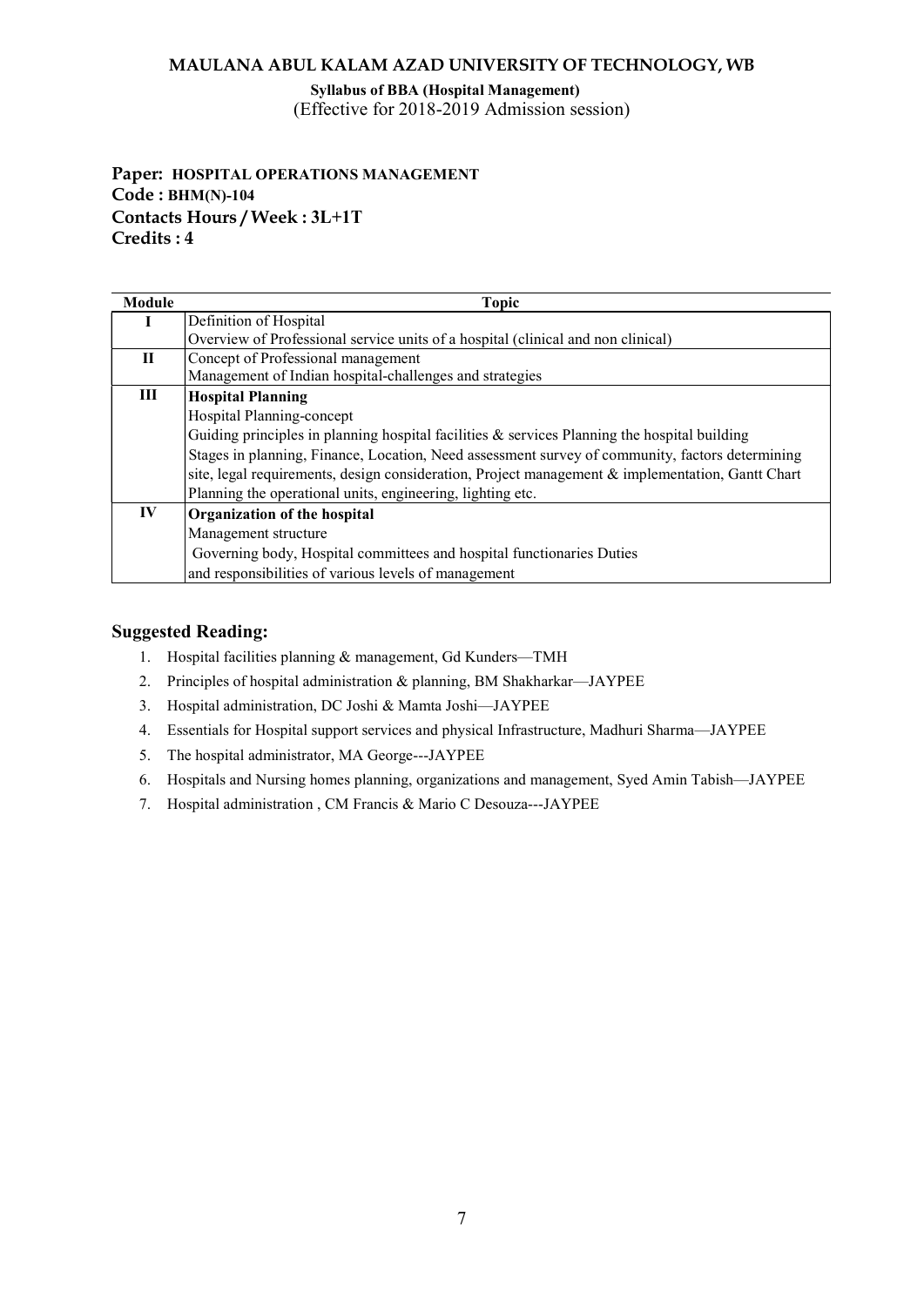**MAULANA ABUL KALAM AZAD UNIVERSITY OF TECHNOLOGY, WB**

**Syllabus of BBA (Hospital Management)**
(Effective for 2018-2019 Admission session)

**Paper: HOSPITAL OPERATIONS MANAGEMENT**
**Code : BHM(N)-104**
**Contacts Hours / Week : 3L+1T**
**Credits : 4**

| Module | Topic |
| --- | --- |
| **I** | Definition of Hospital<br>Overview of Professional service units of a hospital (clinical and non clinical) |
| **II** | Concept of Professional management<br>Management of Indian hospital-challenges and strategies |
| **III** | **Hospital Planning**<br>Hospital Planning-concept<br>Guiding principles in planning hospital facilities & services Planning the hospital building<br>Stages in planning, Finance, Location, Need assessment survey of community, factors determining site, legal requirements, design consideration, Project management & implementation, Gantt Chart<br>Planning the operational units, engineering, lighting etc. |
| **IV** | **Organization of the hospital**<br>Management structure<br>Governing body, Hospital committees and hospital functionaries Duties and responsibilities of various levels of management |

## Suggested Reading:

1. Hospital facilities planning & management, Gd Kunders—TMH
2. Principles of hospital administration & planning, BM Shakharkar—JAYPEE
3. Hospital administration, DC Joshi & Mamta Joshi—JAYPEE
4. Essentials for Hospital support services and physical Infrastructure, Madhuri Sharma—JAYPEE
5. The hospital administrator, MA George---JAYPEE
6. Hospitals and Nursing homes planning, organizations and management, Syed Amin Tabish—JAYPEE
7. Hospital administration , CM Francis & Mario C Desouza---JAYPEE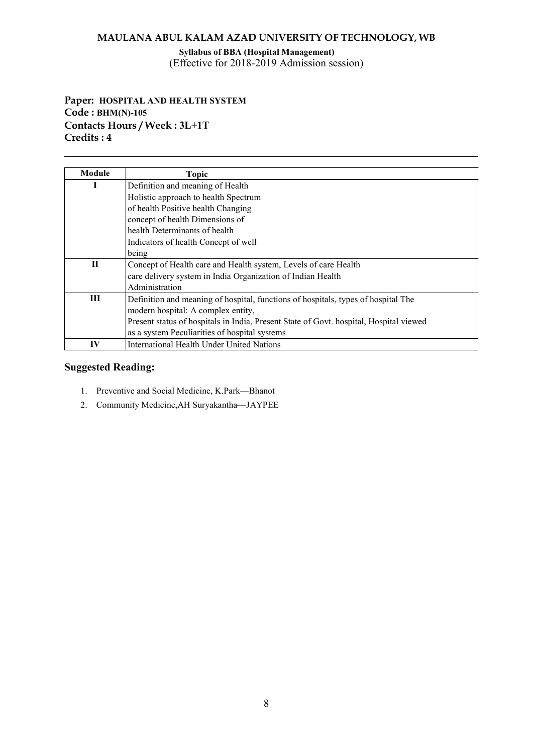# MAULANA ABUL KALAM AZAD UNIVERSITY OF TECHNOLOGY, WB

**Syllabus of BBA (Hospital Management)**
(Effective for 2018-2019 Admission session)

**Paper: HOSPITAL AND HEALTH SYSTEM**
**Code : BHM(N)-105**
**Contacts Hours / Week : 3L+1T**
**Credits : 4**

---

| Module | Topic |
|---|---|
| I | Definition and meaning of Health Holistic approach to health Spectrum of health Positive health Changing concept of health Dimensions of health Determinants of health Indicators of health Concept of well being |
| II | Concept of Health care and Health system, Levels of care Health care delivery system in India Organization of Indian Health Administration |
| III | Definition and meaning of hospital, functions of hospitals, types of hospital The modern hospital: A complex entity, Present status of hospitals in India, Present State of Govt. hospital, Hospital viewed as a system Peculiarities of hospital systems |
| IV | International Health Under United Nations |

## Suggested Reading:

1. Preventive and Social Medicine, K.Park—Bhanot
2. Community Medicine,AH Suryakantha—JAYPEE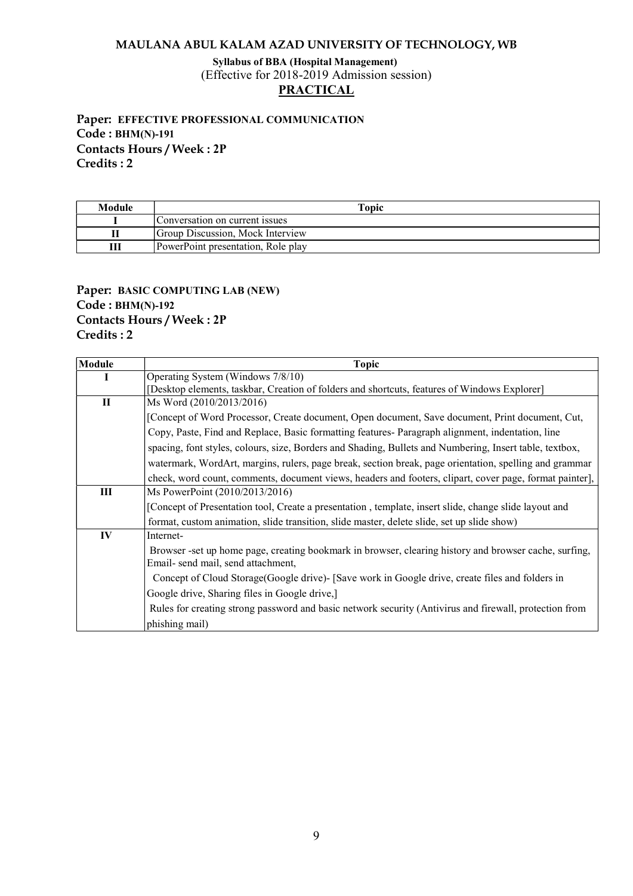# MAULANA ABUL KALAM AZAD UNIVERSITY OF TECHNOLOGY, WB

**Syllabus of BBA (Hospital Management)**
(Effective for 2018-2019 Admission session)

## PRACTICAL

**Paper: EFFECTIVE PROFESSIONAL COMMUNICATION**
**Code : BHM(N)-191**
**Contacts Hours / Week : 2P**
**Credits : 2**

| Module | Topic |
|---|---|
| I | Conversation on current issues |
| II | Group Discussion, Mock Interview |
| III | PowerPoint presentation, Role play |

**Paper: BASIC COMPUTING LAB (NEW)**
**Code : BHM(N)-192**
**Contacts Hours / Week : 2P**
**Credits : 2**

| Module | Topic |
|---|---|
| I | Operating System (Windows 7/8/10)<br>[Desktop elements, taskbar, Creation of folders and shortcuts, features of Windows Explorer] |
| II | Ms Word (2010/2013/2016)<br>[Concept of Word Processor, Create document, Open document, Save document, Print document, Cut, Copy, Paste, Find and Replace, Basic formatting features- Paragraph alignment, indentation, line spacing, font styles, colours, size, Borders and Shading, Bullets and Numbering, Insert table, textbox, watermark, WordArt, margins, rulers, page break, section break, page orientation, spelling and grammar check, word count, comments, document views, headers and footers, clipart, cover page, format painter], |
| III | Ms PowerPoint (2010/2013/2016)<br>[Concept of Presentation tool, Create a presentation , template, insert slide, change slide layout and format, custom animation, slide transition, slide master, delete slide, set up slide show) |
| IV | Internet-<br>Browser -set up home page, creating bookmark in browser, clearing history and browser cache, surfing, Email- send mail, send attachment,<br>Concept of Cloud Storage(Google drive)- [Save work in Google drive, create files and folders in Google drive, Sharing files in Google drive,]<br>Rules for creating strong password and basic network security (Antivirus and firewall, protection from phishing mail) |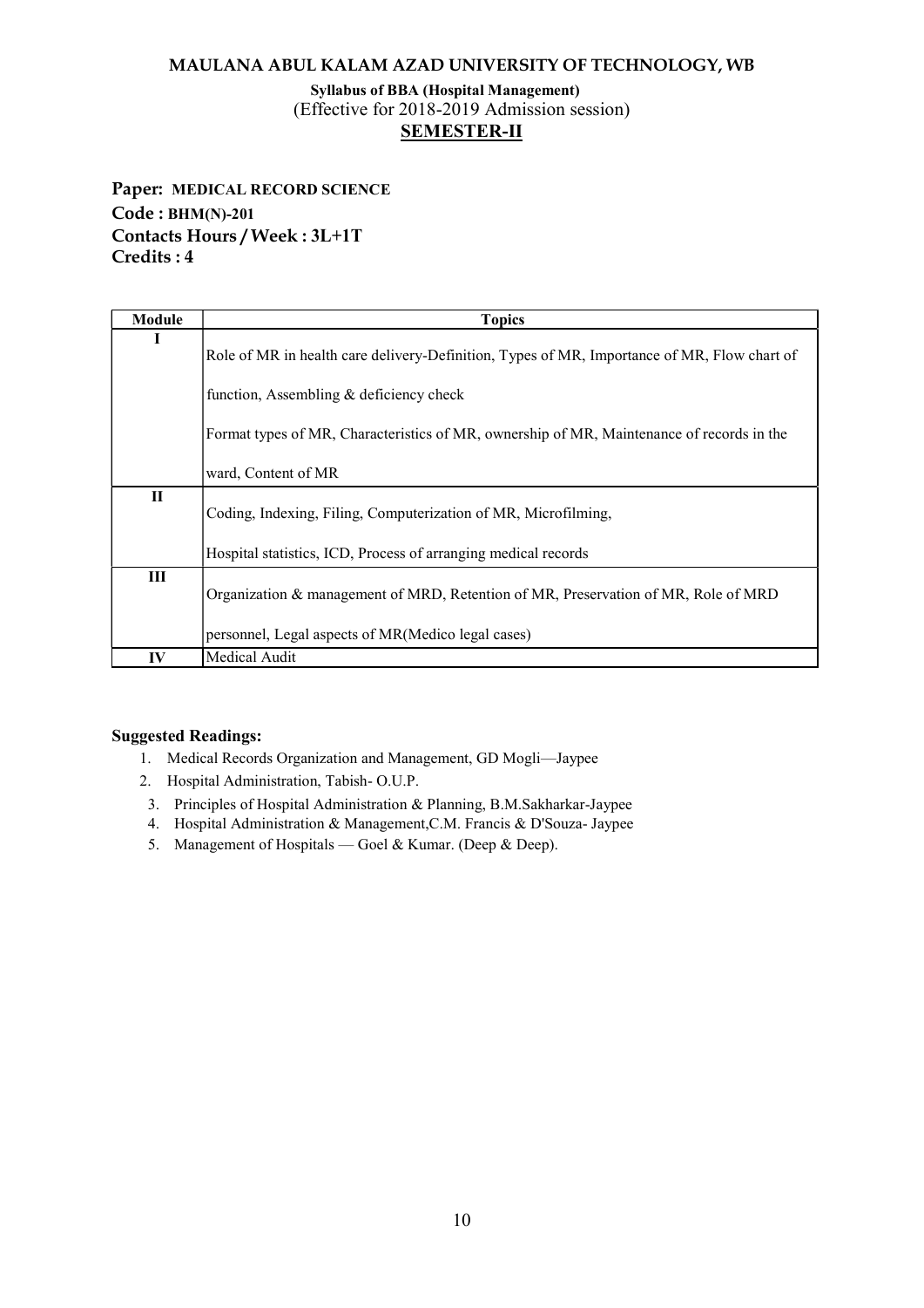**MAULANA ABUL KALAM AZAD UNIVERSITY OF TECHNOLOGY, WB**

**Syllabus of BBA (Hospital Management)**
(Effective for 2018-2019 Admission session)

## SEMESTER-II

**Paper: MEDICAL RECORD SCIENCE**
**Code : BHM(N)-201**
**Contacts Hours / Week : 3L+1T**
**Credits : 4**

| Module | Topics |
|---|---|
| I | Role of MR in health care delivery-Definition, Types of MR, Importance of MR, Flow chart of function, Assembling & deficiency check<br>Format types of MR, Characteristics of MR, ownership of MR, Maintenance of records in the ward, Content of MR |
| II | Coding, Indexing, Filing, Computerization of MR, Microfilming,<br>Hospital statistics, ICD, Process of arranging medical records |
| III | Organization & management of MRD, Retention of MR, Preservation of MR, Role of MRD personnel, Legal aspects of MR(Medico legal cases) |
| IV | Medical Audit |

**Suggested Readings:**

1. Medical Records Organization and Management, GD Mogli—Jaypee
2. Hospital Administration, Tabish- O.U.P.
3. Principles of Hospital Administration & Planning, B.M.Sakharkar-Jaypee
4. Hospital Administration & Management,C.M. Francis & D'Souza- Jaypee
5. Management of Hospitals — Goel & Kumar. (Deep & Deep).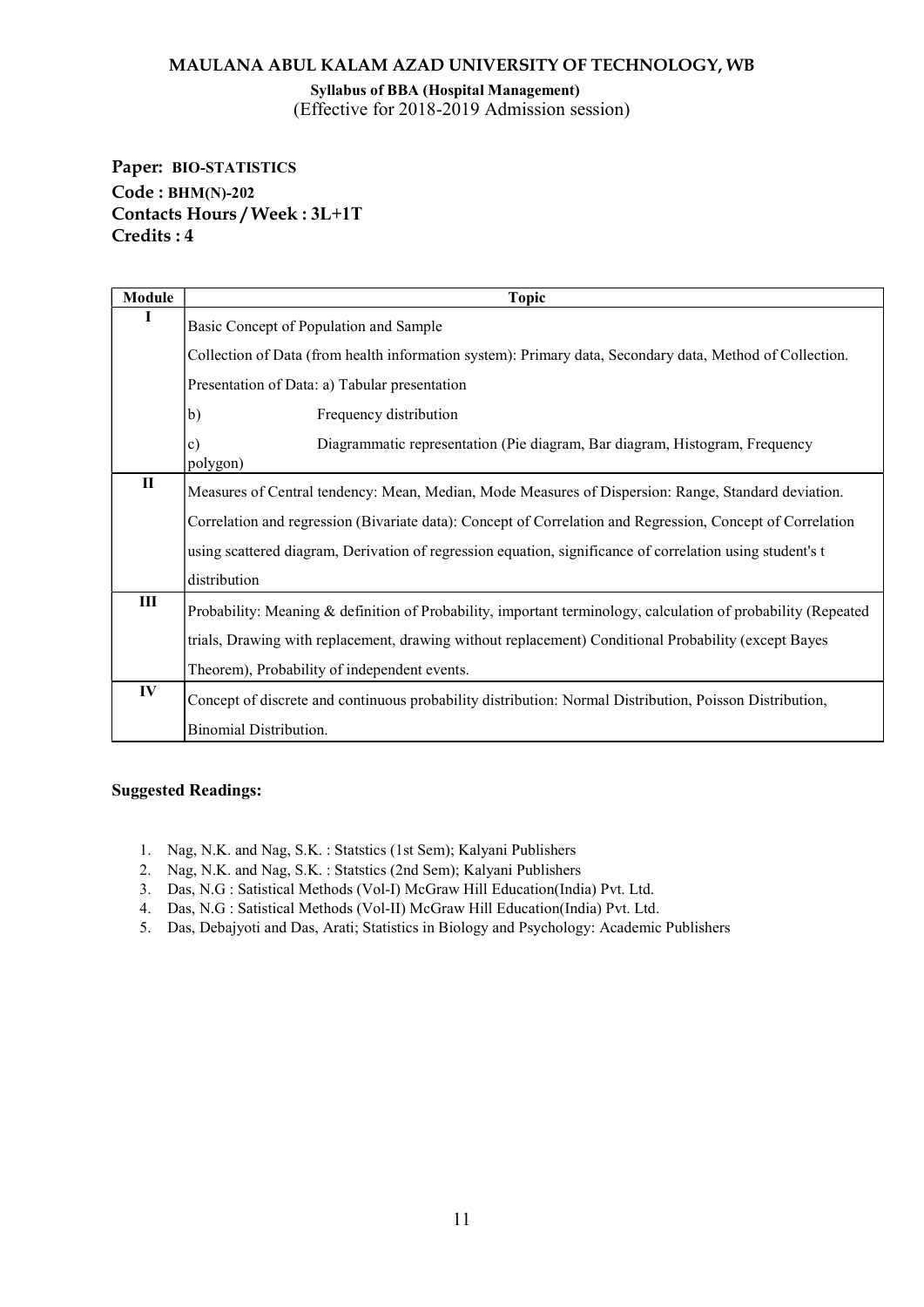# MAULANA ABUL KALAM AZAD UNIVERSITY OF TECHNOLOGY, WB

**Syllabus of BBA (Hospital Management)**
(Effective for 2018-2019 Admission session)

**Paper: BIO-STATISTICS**
**Code : BHM(N)-202**
**Contacts Hours / Week : 3L+1T**
**Credits : 4**

| Module | Topic |
|---|---|
| I | Basic Concept of Population and Sample<br>Collection of Data (from health information system): Primary data, Secondary data, Method of Collection.<br>Presentation of Data: a) Tabular presentation<br>b) Frequency distribution<br>c) Diagrammatic representation (Pie diagram, Bar diagram, Histogram, Frequency polygon) |
| II | Measures of Central tendency: Mean, Median, Mode Measures of Dispersion: Range, Standard deviation.<br>Correlation and regression (Bivariate data): Concept of Correlation and Regression, Concept of Correlation using scattered diagram, Derivation of regression equation, significance of correlation using student's t distribution |
| III | Probability: Meaning & definition of Probability, important terminology, calculation of probability (Repeated trials, Drawing with replacement, drawing without replacement) Conditional Probability (except Bayes Theorem), Probability of independent events. |
| IV | Concept of discrete and continuous probability distribution: Normal Distribution, Poisson Distribution, Binomial Distribution. |

**Suggested Readings:**

1. Nag, N.K. and Nag, S.K. : Statstics (1st Sem); Kalyani Publishers
2. Nag, N.K. and Nag, S.K. : Statstics (2nd Sem); Kalyani Publishers
3. Das, N.G : Satistical Methods (Vol-I) McGraw Hill Education(India) Pvt. Ltd.
4. Das, N.G : Satistical Methods (Vol-II) McGraw Hill Education(India) Pvt. Ltd.
5. Das, Debajyoti and Das, Arati; Statistics in Biology and Psychology: Academic Publishers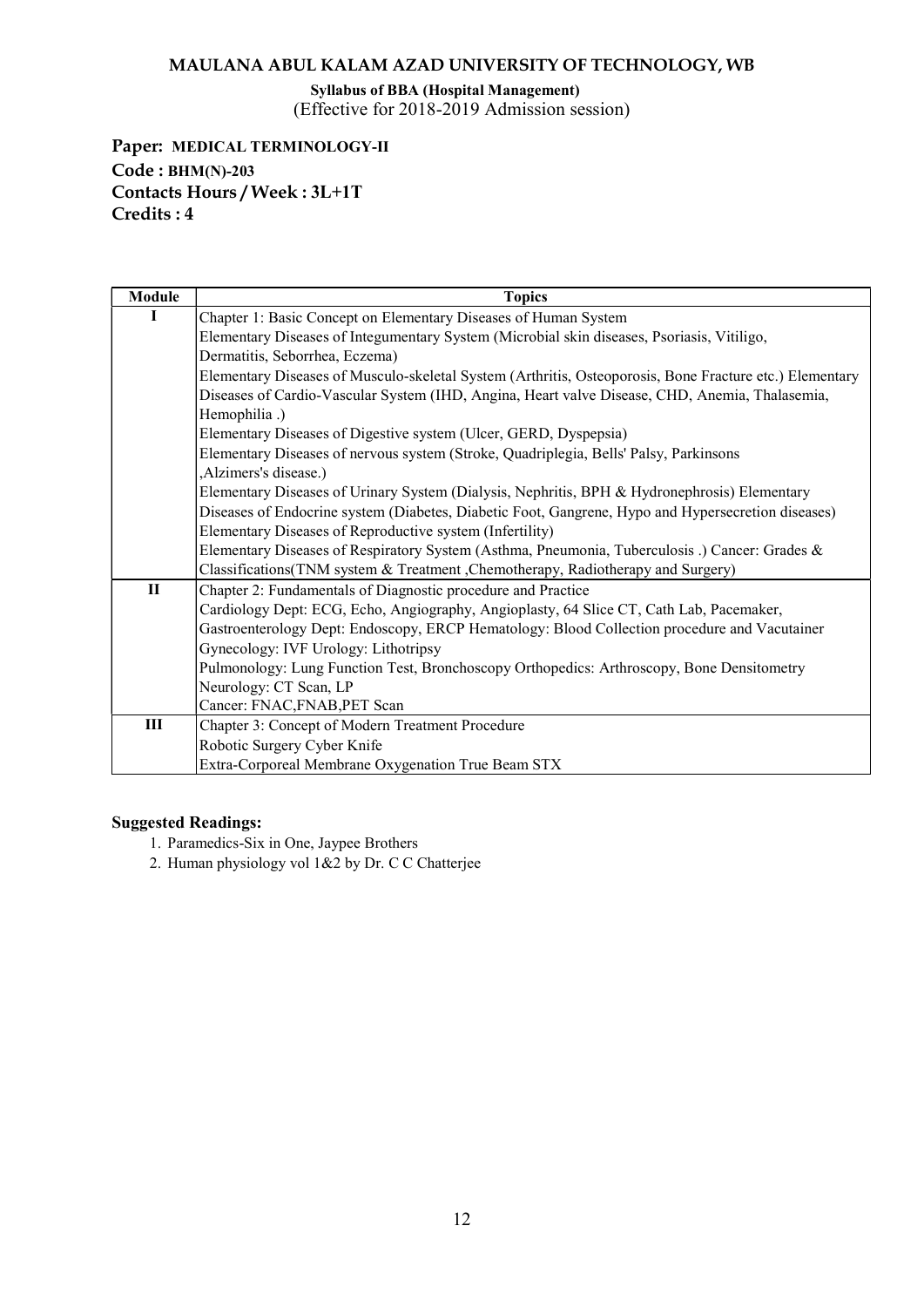**MAULANA ABUL KALAM AZAD UNIVERSITY OF TECHNOLOGY, WB**

**Syllabus of BBA (Hospital Management)**
(Effective for 2018-2019 Admission session)

**Paper: MEDICAL TERMINOLOGY-II**
**Code : BHM(N)-203**
**Contacts Hours / Week : 3L+1T**
**Credits : 4**

| Module | Topics |
|---|---|
| I | Chapter 1: Basic Concept on Elementary Diseases of Human System<br>Elementary Diseases of Integumentary System (Microbial skin diseases, Psoriasis, Vitiligo, Dermatitis, Seborrhea, Eczema)<br>Elementary Diseases of Musculo-skeletal System (Arthritis, Osteoporosis, Bone Fracture etc.) Elementary Diseases of Cardio-Vascular System (IHD, Angina, Heart valve Disease, CHD, Anemia, Thalasemia, Hemophilia .)<br>Elementary Diseases of Digestive system (Ulcer, GERD, Dyspepsia)<br>Elementary Diseases of nervous system (Stroke, Quadriplegia, Bells' Palsy, Parkinsons ,Alzimers's disease.)<br>Elementary Diseases of Urinary System (Dialysis, Nephritis, BPH & Hydronephrosis) Elementary Diseases of Endocrine system (Diabetes, Diabetic Foot, Gangrene, Hypo and Hypersecretion diseases)<br>Elementary Diseases of Reproductive system (Infertility)<br>Elementary Diseases of Respiratory System (Asthma, Pneumonia, Tuberculosis .) Cancer: Grades & Classifications(TNM system & Treatment ,Chemotherapy, Radiotherapy and Surgery) |
| II | Chapter 2: Fundamentals of Diagnostic procedure and Practice<br>Cardiology Dept: ECG, Echo, Angiography, Angioplasty, 64 Slice CT, Cath Lab, Pacemaker,<br>Gastroenterology Dept: Endoscopy, ERCP Hematology: Blood Collection procedure and Vacutainer<br>Gynecology: IVF Urology: Lithotripsy<br>Pulmonology: Lung Function Test, Bronchoscopy Orthopedics: Arthroscopy, Bone Densitometry<br>Neurology: CT Scan, LP<br>Cancer: FNAC,FNAB,PET Scan |
| III | Chapter 3: Concept of Modern Treatment Procedure<br>Robotic Surgery Cyber Knife<br>Extra-Corporeal Membrane Oxygenation True Beam STX |

**Suggested Readings:**

1. Paramedics-Six in One, Jaypee Brothers
2. Human physiology vol 1&2 by Dr. C C Chatterjee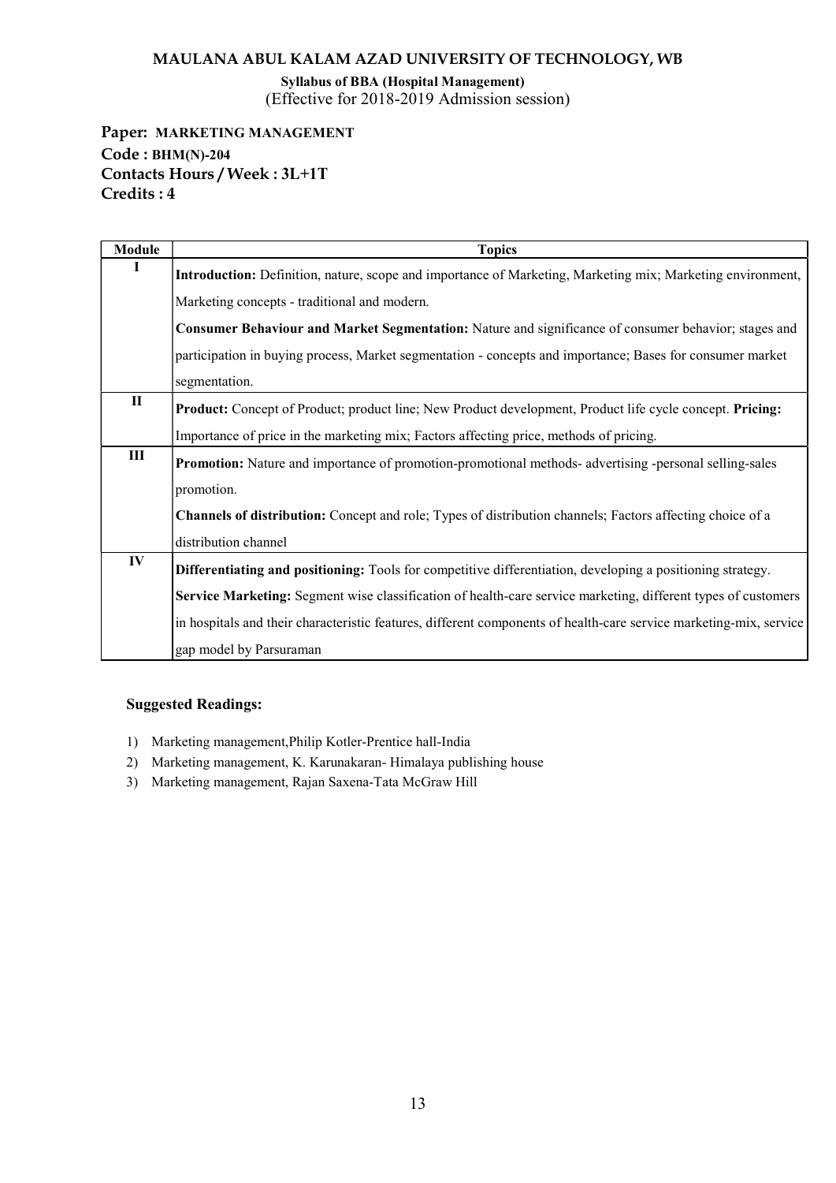# MAULANA ABUL KALAM AZAD UNIVERSITY OF TECHNOLOGY, WB

**Syllabus of BBA (Hospital Management)**
(Effective for 2018-2019 Admission session)

**Paper: MARKETING MANAGEMENT**
**Code : BHM(N)-204**
**Contacts Hours / Week : 3L+1T**
**Credits : 4**

| Module | Topics |
|---|---|
| I | **Introduction:** Definition, nature, scope and importance of Marketing, Marketing mix; Marketing environment, Marketing concepts - traditional and modern.<br>**Consumer Behaviour and Market Segmentation:** Nature and significance of consumer behavior; stages and participation in buying process, Market segmentation - concepts and importance; Bases for consumer market segmentation. |
| II | **Product:** Concept of Product; product line; New Product development, Product life cycle concept. **Pricing:** Importance of price in the marketing mix; Factors affecting price, methods of pricing. |
| III | **Promotion:** Nature and importance of promotion-promotional methods- advertising -personal selling-sales promotion.<br>**Channels of distribution:** Concept and role; Types of distribution channels; Factors affecting choice of a distribution channel |
| IV | **Differentiating and positioning:** Tools for competitive differentiation, developing a positioning strategy.<br>**Service Marketing:** Segment wise classification of health-care service marketing, different types of customers in hospitals and their characteristic features, different components of health-care service marketing-mix, service gap model by Parsuraman |

**Suggested Readings:**

1) Marketing management,Philip Kotler-Prentice hall-India
2) Marketing management, K. Karunakaran- Himalaya publishing house
3) Marketing management, Rajan Saxena-Tata McGraw Hill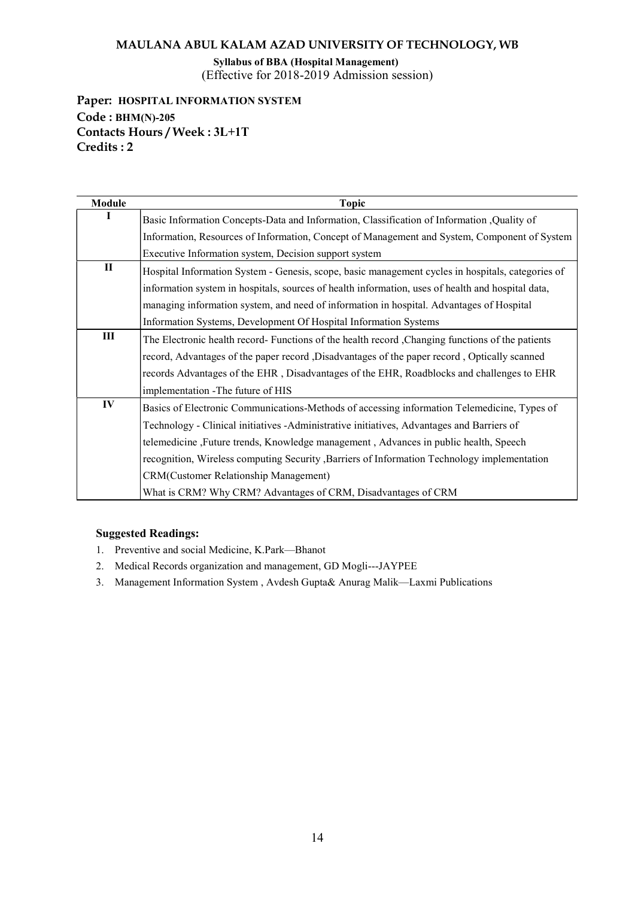**MAULANA ABUL KALAM AZAD UNIVERSITY OF TECHNOLOGY, WB**

**Syllabus of BBA (Hospital Management)**
(Effective for 2018-2019 Admission session)

**Paper: HOSPITAL INFORMATION SYSTEM**
**Code : BHM(N)-205**
**Contacts Hours / Week : 3L+1T**
**Credits : 2**

| Module | Topic |
|---|---|
| I | Basic Information Concepts-Data and Information, Classification of Information ,Quality of Information, Resources of Information, Concept of Management and System, Component of System Executive Information system, Decision support system |
| II | Hospital Information System - Genesis, scope, basic management cycles in hospitals, categories of information system in hospitals, sources of health information, uses of health and hospital data, managing information system, and need of information in hospital. Advantages of Hospital Information Systems, Development Of Hospital Information Systems |
| III | The Electronic health record- Functions of the health record ,Changing functions of the patients record, Advantages of the paper record ,Disadvantages of the paper record , Optically scanned records Advantages of the EHR , Disadvantages of the EHR, Roadblocks and challenges to EHR implementation -The future of HIS |
| IV | Basics of Electronic Communications-Methods of accessing information Telemedicine, Types of Technology - Clinical initiatives -Administrative initiatives, Advantages and Barriers of telemedicine ,Future trends, Knowledge management , Advances in public health, Speech recognition, Wireless computing Security ,Barriers of Information Technology implementation CRM(Customer Relationship Management) What is CRM? Why CRM? Advantages of CRM, Disadvantages of CRM |

**Suggested Readings:**

1. Preventive and social Medicine, K.Park—Bhanot
2. Medical Records organization and management, GD Mogli---JAYPEE
3. Management Information System , Avdesh Gupta& Anurag Malik—Laxmi Publications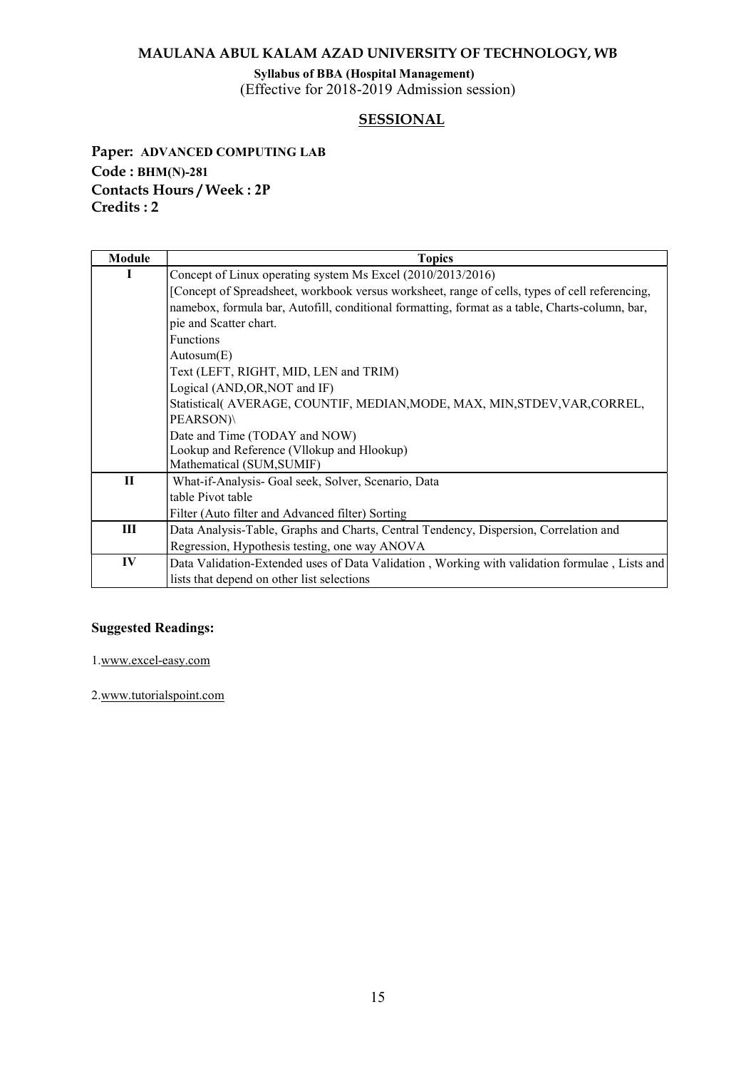# MAULANA ABUL KALAM AZAD UNIVERSITY OF TECHNOLOGY, WB

**Syllabus of BBA (Hospital Management)**
(Effective for 2018-2019 Admission session)

## SESSIONAL

**Paper: ADVANCED COMPUTING LAB**
**Code : BHM(N)-281**
**Contacts Hours / Week : 2P**
**Credits : 2**

| Module | Topics |
|---|---|
| I | Concept of Linux operating system Ms Excel (2010/2013/2016)<br>[Concept of Spreadsheet, workbook versus worksheet, range of cells, types of cell referencing, namebox, formula bar, Autofill, conditional formatting, format as a table, Charts-column, bar, pie and Scatter chart.<br>Functions<br>Autosum(E)<br>Text (LEFT, RIGHT, MID, LEN and TRIM)<br>Logical (AND,OR,NOT and IF)<br>Statistical( AVERAGE, COUNTIF, MEDIAN,MODE, MAX, MIN,STDEV,VAR,CORREL, PEARSON)\<br>Date and Time (TODAY and NOW)<br>Lookup and Reference (Vllokup and Hlookup)<br>Mathematical (SUM,SUMIF) |
| II | What-if-Analysis- Goal seek, Solver, Scenario, Data table Pivot table<br>Filter (Auto filter and Advanced filter) Sorting |
| III | Data Analysis-Table, Graphs and Charts, Central Tendency, Dispersion, Correlation and Regression, Hypothesis testing, one way ANOVA |
| IV | Data Validation-Extended uses of Data Validation , Working with validation formulae , Lists and lists that depend on other list selections |

**Suggested Readings:**

1.www.excel-easy.com

2.www.tutorialspoint.com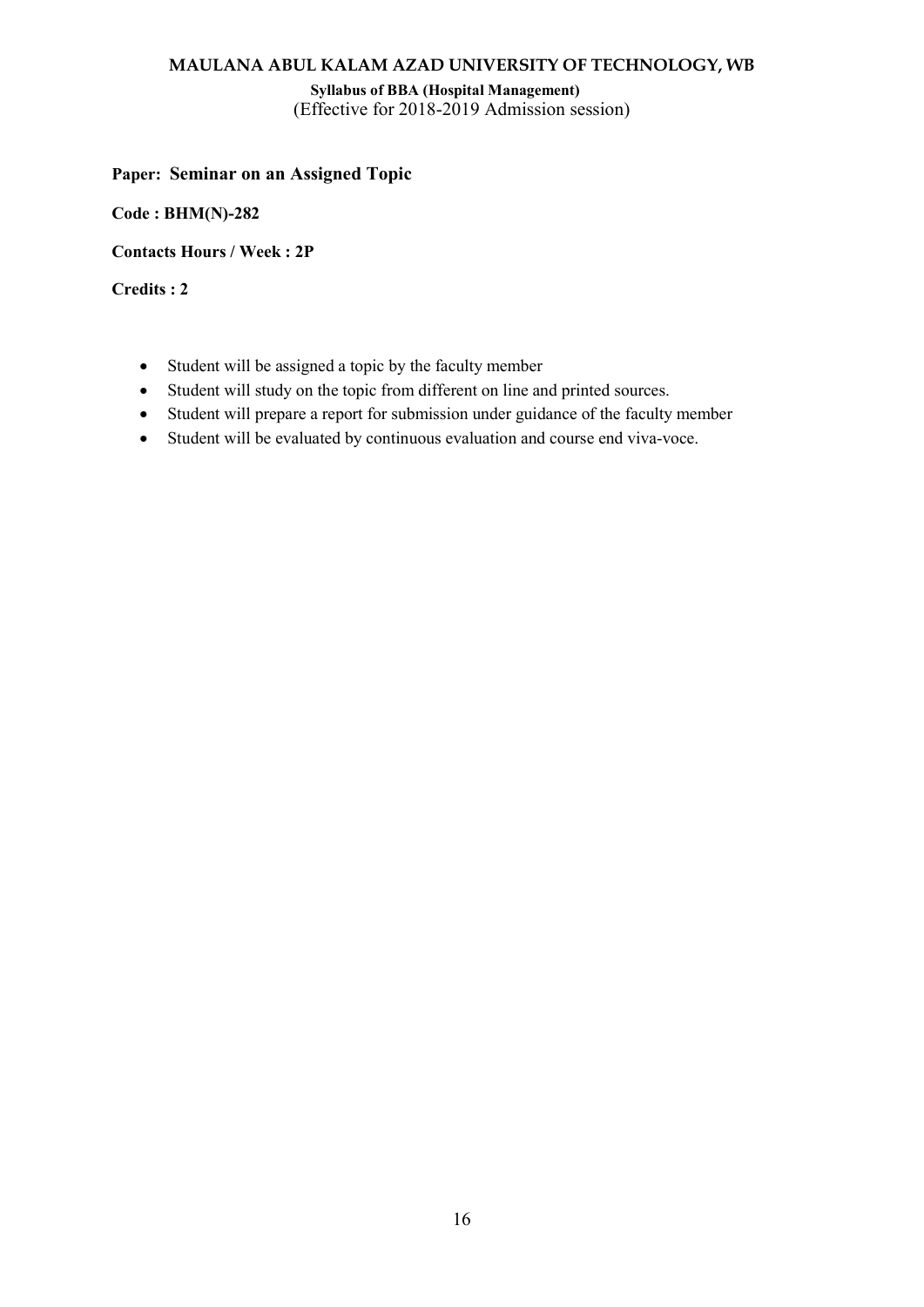**Paper: Seminar on an Assigned Topic**

**Code : BHM(N)-282**

**Contacts Hours / Week : 2P**

**Credits : 2**

- Student will be assigned a topic by the faculty member
- Student will study on the topic from different on line and printed sources.
- Student will prepare a report for submission under guidance of the faculty member
- Student will be evaluated by continuous evaluation and course end viva-voce.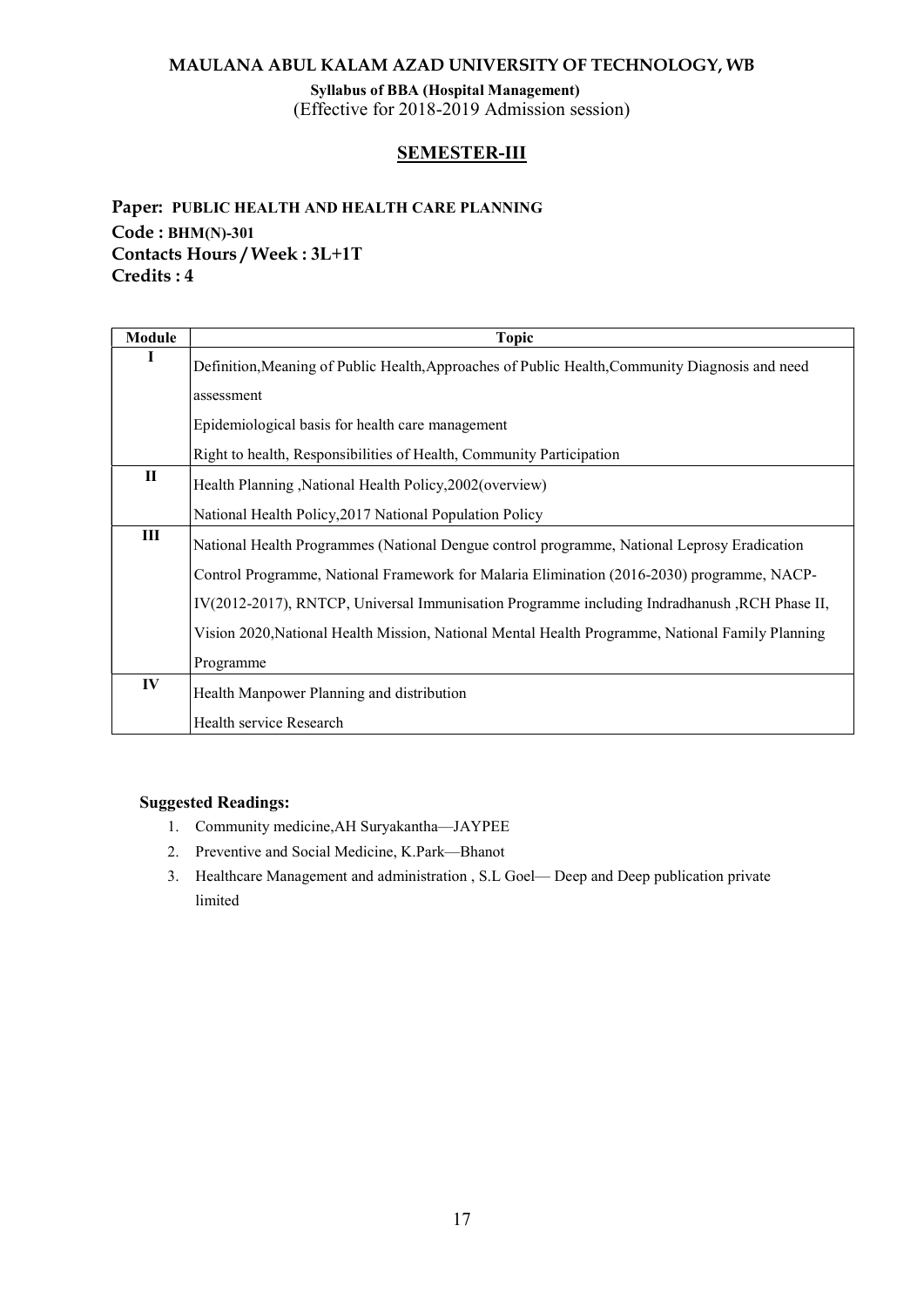**MAULANA ABUL KALAM AZAD UNIVERSITY OF TECHNOLOGY, WB**

**Syllabus of BBA (Hospital Management)**
(Effective for 2018-2019 Admission session)

## SEMESTER-III

**Paper: PUBLIC HEALTH AND HEALTH CARE PLANNING**
**Code : BHM(N)-301**
**Contacts Hours / Week : 3L+1T**
**Credits : 4**

| Module | Topic |
|---|---|
| I | Definition,Meaning of Public Health,Approaches of Public Health,Community Diagnosis and need assessment<br>Epidemiological basis for health care management<br>Right to health, Responsibilities of Health, Community Participation |
| II | Health Planning ,National Health Policy,2002(overview)<br>National Health Policy,2017 National Population Policy |
| III | National Health Programmes (National Dengue control programme, National Leprosy Eradication Control Programme, National Framework for Malaria Elimination (2016-2030) programme, NACP-IV(2012-2017), RNTCP, Universal Immunisation Programme including Indradhanush ,RCH Phase II, Vision 2020,National Health Mission, National Mental Health Programme, National Family Planning Programme |
| IV | Health Manpower Planning and distribution<br>Health service Research |

**Suggested Readings:**

1. Community medicine,AH Suryakantha—JAYPEE
2. Preventive and Social Medicine, K.Park—Bhanot
3. Healthcare Management and administration , S.L Goel— Deep and Deep publication private limited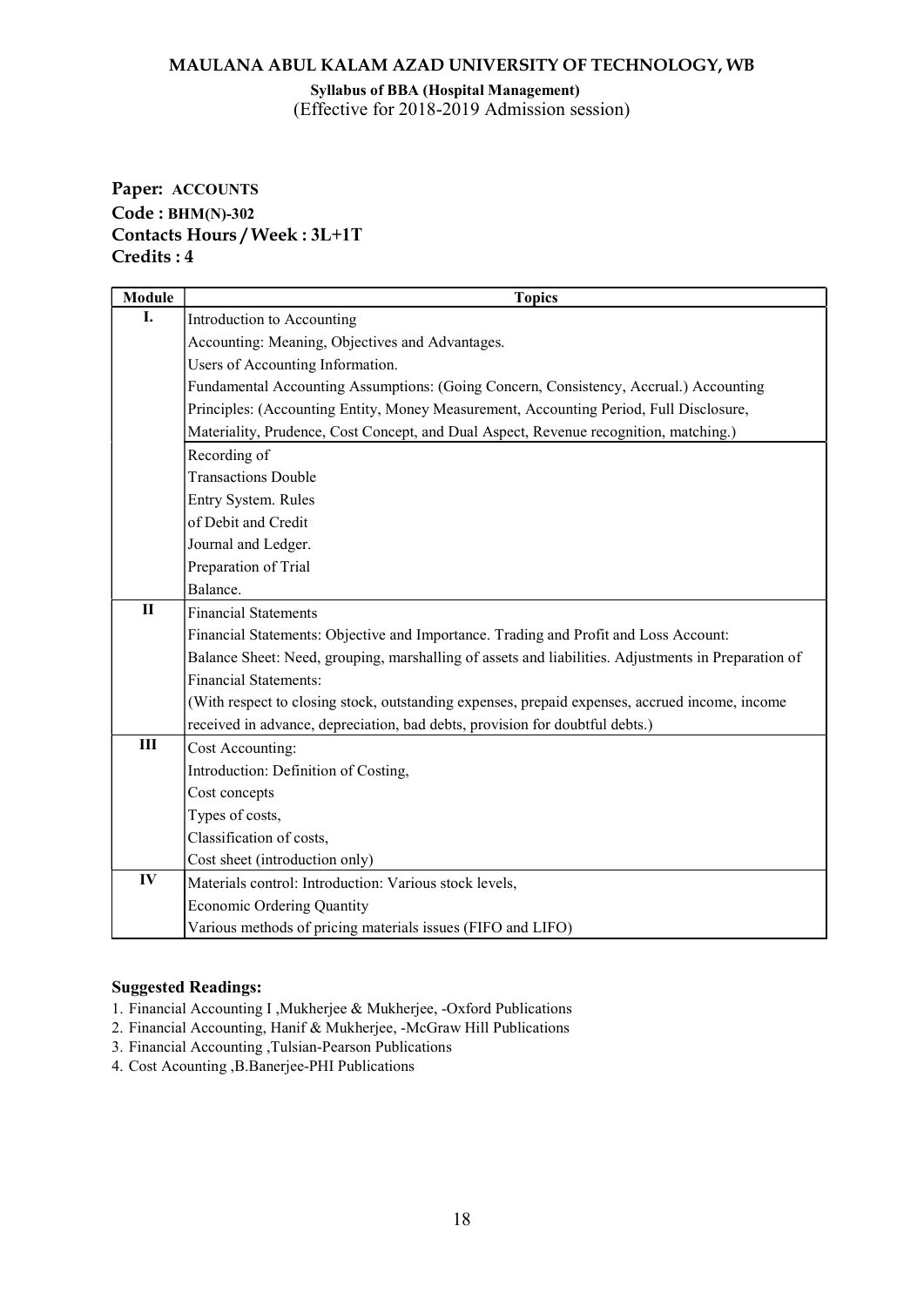**MAULANA ABUL KALAM AZAD UNIVERSITY OF TECHNOLOGY, WB**

**Syllabus of BBA (Hospital Management)**
(Effective for 2018-2019 Admission session)

**Paper: ACCOUNTS**
**Code : BHM(N)-302**
**Contacts Hours / Week : 3L+1T**
**Credits : 4**

| Module | Topics |
|---|---|
| I. | Introduction to Accounting<br>Accounting: Meaning, Objectives and Advantages.<br>Users of Accounting Information.<br>Fundamental Accounting Assumptions: (Going Concern, Consistency, Accrual.) Accounting Principles: (Accounting Entity, Money Measurement, Accounting Period, Full Disclosure, Materiality, Prudence, Cost Concept, and Dual Aspect, Revenue recognition, matching.) |
| | Recording of Transactions Double Entry System. Rules of Debit and Credit<br>Journal and Ledger.<br>Preparation of Trial Balance. |
| II | Financial Statements<br>Financial Statements: Objective and Importance. Trading and Profit and Loss Account: Balance Sheet: Need, grouping, marshalling of assets and liabilities. Adjustments in Preparation of Financial Statements:<br>(With respect to closing stock, outstanding expenses, prepaid expenses, accrued income, income received in advance, depreciation, bad debts, provision for doubtful debts.) |
| III | Cost Accounting:<br>Introduction: Definition of Costing,<br>Cost concepts<br>Types of costs,<br>Classification of costs,<br>Cost sheet (introduction only) |
| IV | Materials control: Introduction: Various stock levels,<br>Economic Ordering Quantity<br>Various methods of pricing materials issues (FIFO and LIFO) |

**Suggested Readings:**

1. Financial Accounting I ,Mukherjee & Mukherjee, -Oxford Publications
2. Financial Accounting, Hanif & Mukherjee, -McGraw Hill Publications
3. Financial Accounting ,Tulsian-Pearson Publications
4. Cost Acounting ,B.Banerjee-PHI Publications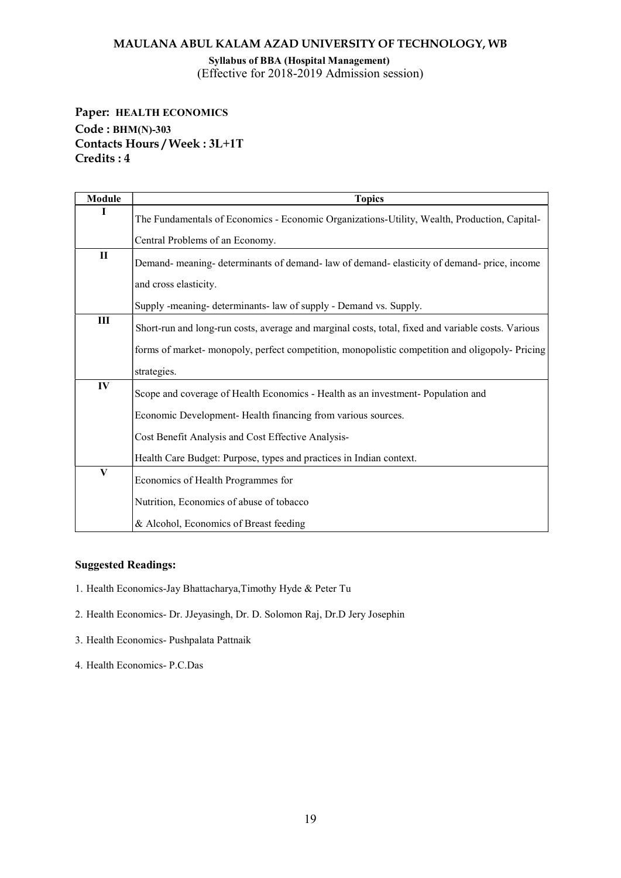# MAULANA ABUL KALAM AZAD UNIVERSITY OF TECHNOLOGY, WB

**Syllabus of BBA (Hospital Management)**
(Effective for 2018-2019 Admission session)

**Paper: HEALTH ECONOMICS**
**Code : BHM(N)-303**
**Contacts Hours / Week : 3L+1T**
**Credits : 4**

| Module | Topics |
|---|---|
| I | The Fundamentals of Economics - Economic Organizations-Utility, Wealth, Production, Capital-Central Problems of an Economy. |
| II | Demand- meaning- determinants of demand- law of demand- elasticity of demand- price, income and cross elasticity.<br>Supply -meaning- determinants- law of supply - Demand vs. Supply. |
| III | Short-run and long-run costs, average and marginal costs, total, fixed and variable costs. Various forms of market- monopoly, perfect competition, monopolistic competition and oligopoly- Pricing strategies. |
| IV | Scope and coverage of Health Economics - Health as an investment- Population and Economic Development- Health financing from various sources.<br>Cost Benefit Analysis and Cost Effective Analysis-<br>Health Care Budget: Purpose, types and practices in Indian context. |
| V | Economics of Health Programmes for<br>Nutrition, Economics of abuse of tobacco<br>& Alcohol, Economics of Breast feeding |

**Suggested Readings:**

1. Health Economics-Jay Bhattacharya,Timothy Hyde & Peter Tu
2. Health Economics- Dr. JJeyasingh, Dr. D. Solomon Raj, Dr.D Jery Josephin
3. Health Economics- Pushpalata Pattnaik
4. Health Economics- P.C.Das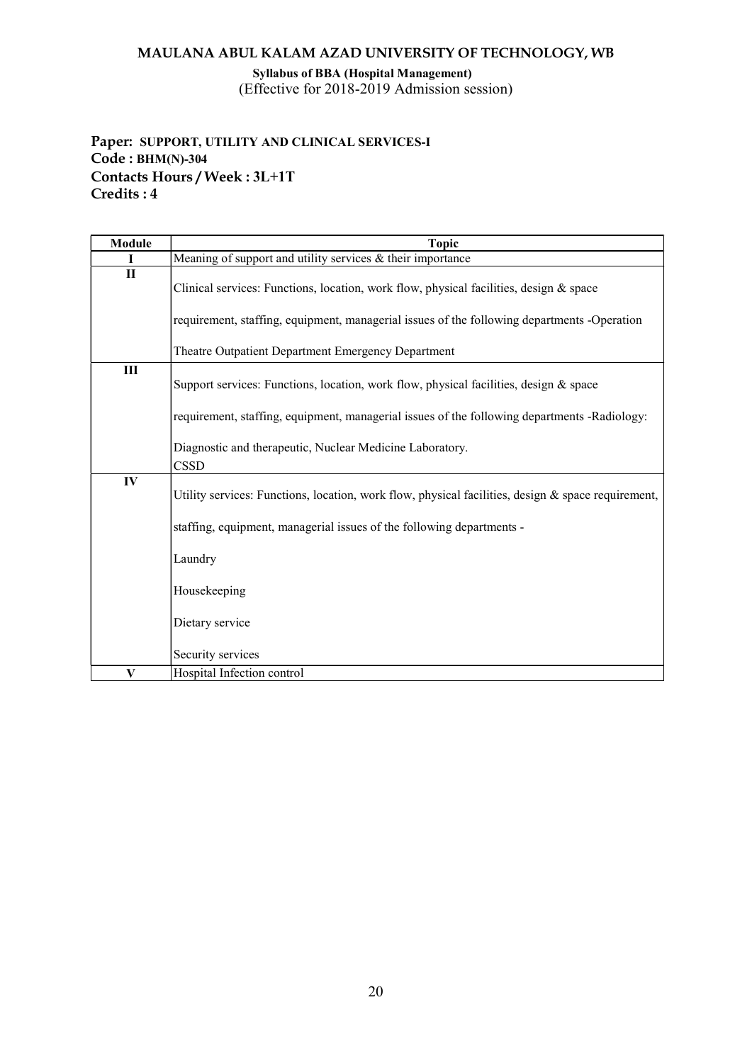# MAULANA ABUL KALAM AZAD UNIVERSITY OF TECHNOLOGY, WB

**Syllabus of BBA (Hospital Management)**
(Effective for 2018-2019 Admission session)

**Paper: SUPPORT, UTILITY AND CLINICAL SERVICES-I**
**Code : BHM(N)-304**
**Contacts Hours / Week : 3L+1T**
**Credits : 4**

| Module | Topic |
|---|---|
| I | Meaning of support and utility services & their importance |
| II | Clinical services: Functions, location, work flow, physical facilities, design & space requirement, staffing, equipment, managerial issues of the following departments -Operation Theatre Outpatient Department Emergency Department |
| III | Support services: Functions, location, work flow, physical facilities, design & space requirement, staffing, equipment, managerial issues of the following departments -Radiology: Diagnostic and therapeutic, Nuclear Medicine Laboratory. CSSD |
| IV | Utility services: Functions, location, work flow, physical facilities, design & space requirement, staffing, equipment, managerial issues of the following departments - Laundry Housekeeping Dietary service Security services |
| V | Hospital Infection control |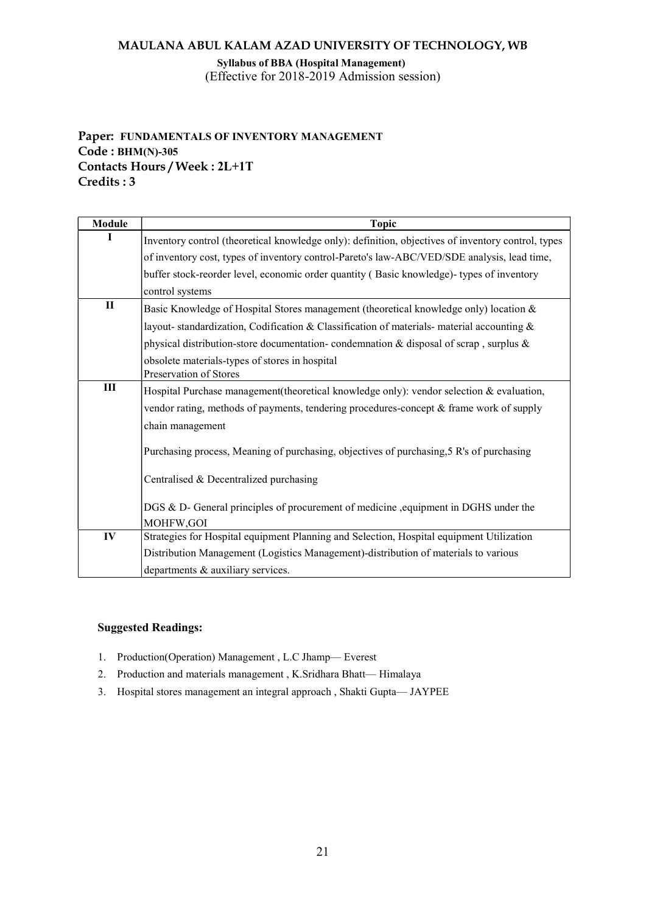**MAULANA ABUL KALAM AZAD UNIVERSITY OF TECHNOLOGY, WB**

**Syllabus of BBA (Hospital Management)**
(Effective for 2018-2019 Admission session)

**Paper: FUNDAMENTALS OF INVENTORY MANAGEMENT**
**Code : BHM(N)-305**
**Contacts Hours / Week : 2L+1T**
**Credits : 3**

| Module | Topic |
|---|---|
| I | Inventory control (theoretical knowledge only): definition, objectives of inventory control, types of inventory cost, types of inventory control-Pareto's law-ABC/VED/SDE analysis, lead time, buffer stock-reorder level, economic order quantity ( Basic knowledge)- types of inventory control systems |
| II | Basic Knowledge of Hospital Stores management (theoretical knowledge only) location & layout- standardization, Codification & Classification of materials- material accounting & physical distribution-store documentation- condemnation & disposal of scrap , surplus & obsolete materials-types of stores in hospital<br>Preservation of Stores |
| III | Hospital Purchase management(theoretical knowledge only): vendor selection & evaluation, vendor rating, methods of payments, tendering procedures-concept & frame work of supply chain management<br><br>Purchasing process, Meaning of purchasing, objectives of purchasing,5 R's of purchasing<br><br>Centralised & Decentralized purchasing<br><br>DGS & D- General principles of procurement of medicine ,equipment in DGHS under the MOHFW,GOI |
| IV | Strategies for Hospital equipment Planning and Selection, Hospital equipment Utilization Distribution Management (Logistics Management)-distribution of materials to various departments & auxiliary services. |

**Suggested Readings:**

1. Production(Operation) Management , L.C Jhamp— Everest
2. Production and materials management , K.Sridhara Bhatt— Himalaya
3. Hospital stores management an integral approach , Shakti Gupta— JAYPEE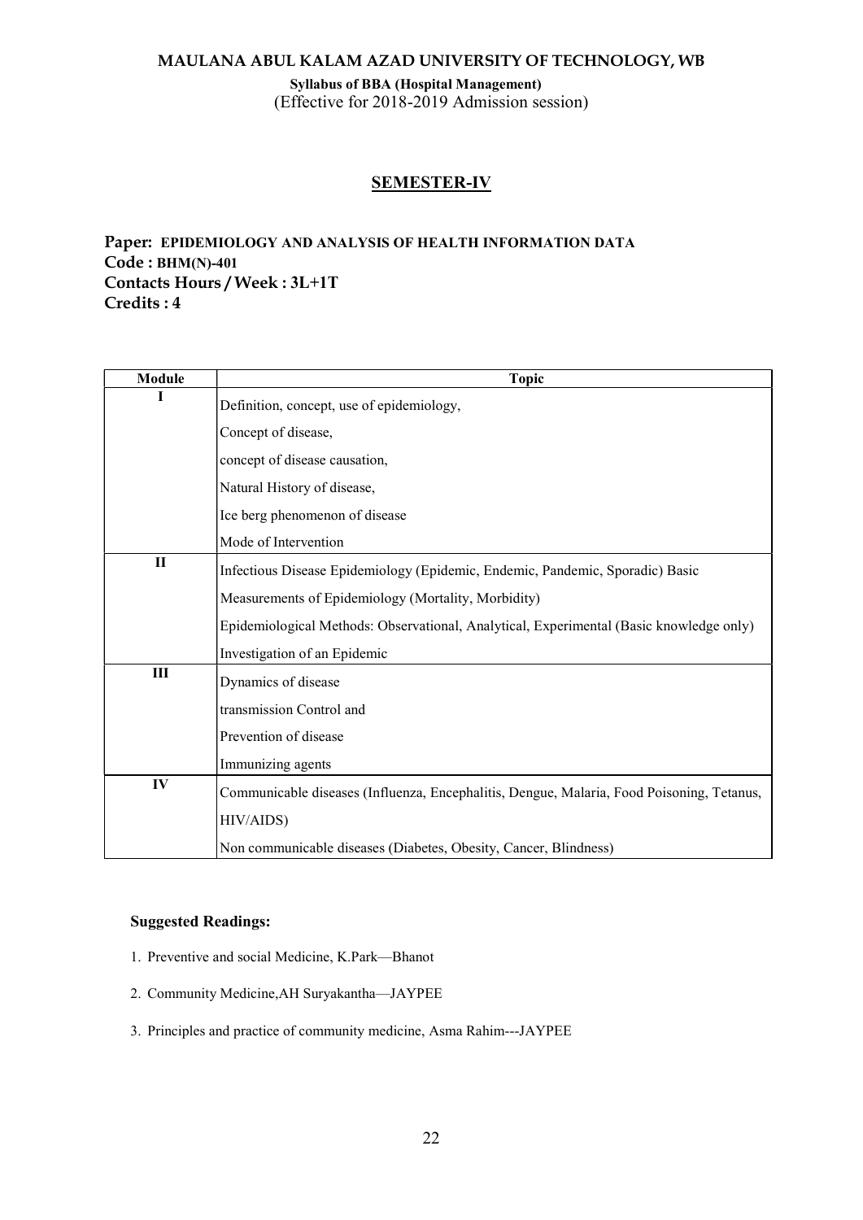**MAULANA ABUL KALAM AZAD UNIVERSITY OF TECHNOLOGY, WB**

**Syllabus of BBA (Hospital Management)**
(Effective for 2018-2019 Admission session)

## SEMESTER-IV

**Paper: EPIDEMIOLOGY AND ANALYSIS OF HEALTH INFORMATION DATA**
**Code : BHM(N)-401**
**Contacts Hours / Week : 3L+1T**
**Credits : 4**

| Module | Topic |
|---|---|
| I | Definition, concept, use of epidemiology,<br>Concept of disease,<br>concept of disease causation,<br>Natural History of disease,<br>Ice berg phenomenon of disease<br>Mode of Intervention |
| II | Infectious Disease Epidemiology (Epidemic, Endemic, Pandemic, Sporadic) Basic<br>Measurements of Epidemiology (Mortality, Morbidity)<br>Epidemiological Methods: Observational, Analytical, Experimental (Basic knowledge only)<br>Investigation of an Epidemic |
| III | Dynamics of disease<br>transmission Control and<br>Prevention of disease<br>Immunizing agents |
| IV | Communicable diseases (Influenza, Encephalitis, Dengue, Malaria, Food Poisoning, Tetanus, HIV/AIDS)<br>Non communicable diseases (Diabetes, Obesity, Cancer, Blindness) |

**Suggested Readings:**

1. Preventive and social Medicine, K.Park—Bhanot
2. Community Medicine,AH Suryakantha—JAYPEE
3. Principles and practice of community medicine, Asma Rahim---JAYPEE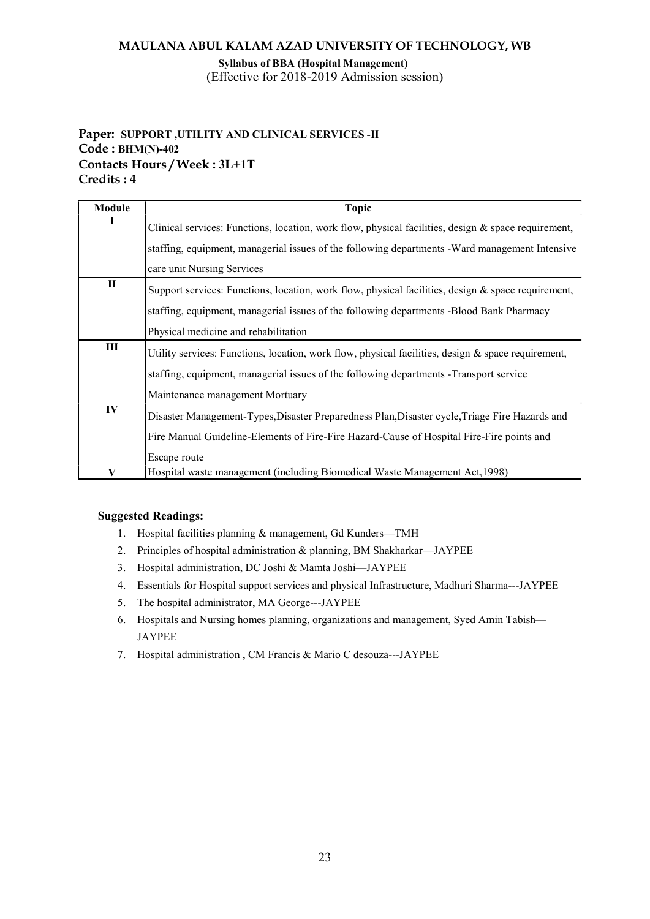**MAULANA ABUL KALAM AZAD UNIVERSITY OF TECHNOLOGY, WB**

**Syllabus of BBA (Hospital Management)**
(Effective for 2018-2019 Admission session)

**Paper: SUPPORT ,UTILITY AND CLINICAL SERVICES -II**
**Code : BHM(N)-402**
**Contacts Hours / Week : 3L+1T**
**Credits : 4**

| Module | Topic |
|---|---|
| I | Clinical services: Functions, location, work flow, physical facilities, design & space requirement, staffing, equipment, managerial issues of the following departments -Ward management Intensive care unit Nursing Services |
| II | Support services: Functions, location, work flow, physical facilities, design & space requirement, staffing, equipment, managerial issues of the following departments -Blood Bank Pharmacy Physical medicine and rehabilitation |
| III | Utility services: Functions, location, work flow, physical facilities, design & space requirement, staffing, equipment, managerial issues of the following departments -Transport service Maintenance management Mortuary |
| IV | Disaster Management-Types,Disaster Preparedness Plan,Disaster cycle,Triage Fire Hazards and Fire Manual Guideline-Elements of Fire-Fire Hazard-Cause of Hospital Fire-Fire points and Escape route |
| V | Hospital waste management (including Biomedical Waste Management Act,1998) |

**Suggested Readings:**

1. Hospital facilities planning & management, Gd Kunders—TMH
2. Principles of hospital administration & planning, BM Shakharkar—JAYPEE
3. Hospital administration, DC Joshi & Mamta Joshi—JAYPEE
4. Essentials for Hospital support services and physical Infrastructure, Madhuri Sharma---JAYPEE
5. The hospital administrator, MA George---JAYPEE
6. Hospitals and Nursing homes planning, organizations and management, Syed Amin Tabish—JAYPEE
7. Hospital administration , CM Francis & Mario C desouza---JAYPEE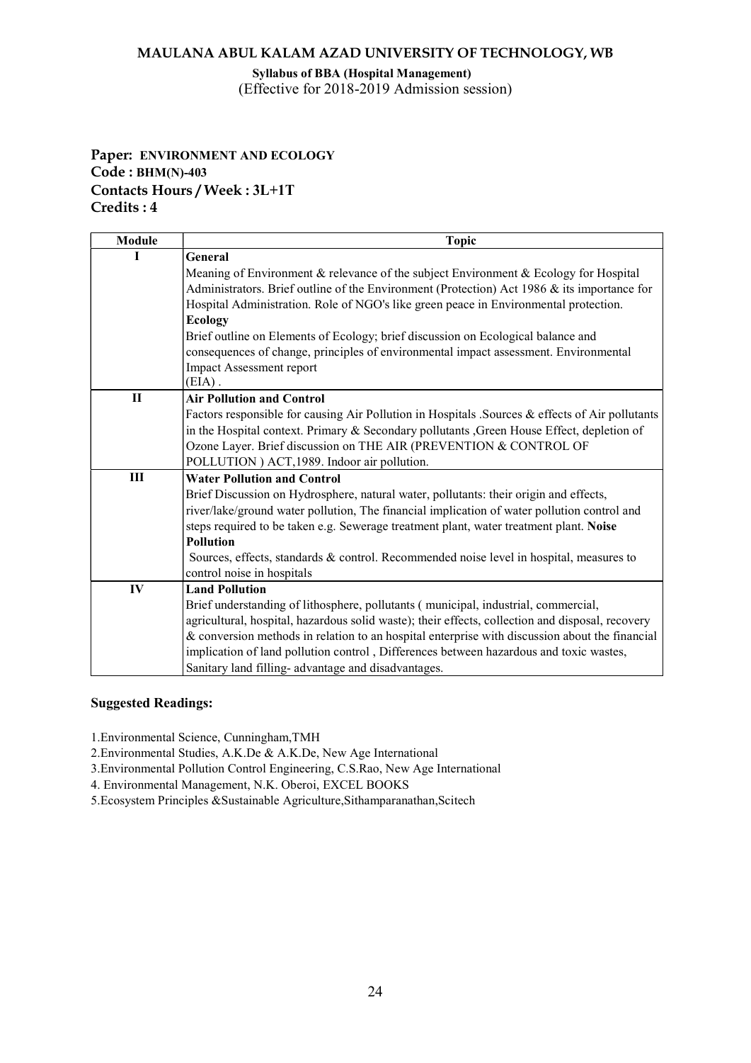**MAULANA ABUL KALAM AZAD UNIVERSITY OF TECHNOLOGY, WB**

**Syllabus of BBA (Hospital Management)**
(Effective for 2018-2019 Admission session)

**Paper: ENVIRONMENT AND ECOLOGY**
**Code : BHM(N)-403**
**Contacts Hours / Week : 3L+1T**
**Credits : 4**

| Module | Topic |
|---|---|
| I | **General**<br>Meaning of Environment & relevance of the subject Environment & Ecology for Hospital Administrators. Brief outline of the Environment (Protection) Act 1986 & its importance for Hospital Administration. Role of NGO's like green peace in Environmental protection.<br>**Ecology**<br>Brief outline on Elements of Ecology; brief discussion on Ecological balance and consequences of change, principles of environmental impact assessment. Environmental Impact Assessment report (EIA) . |
| II | **Air Pollution and Control**<br>Factors responsible for causing Air Pollution in Hospitals .Sources & effects of Air pollutants in the Hospital context. Primary & Secondary pollutants ,Green House Effect, depletion of Ozone Layer. Brief discussion on THE AIR (PREVENTION & CONTROL OF POLLUTION ) ACT,1989. Indoor air pollution. |
| III | **Water Pollution and Control**<br>Brief Discussion on Hydrosphere, natural water, pollutants: their origin and effects, river/lake/ground water pollution, The financial implication of water pollution control and steps required to be taken e.g. Sewerage treatment plant, water treatment plant. **Noise Pollution**<br>Sources, effects, standards & control. Recommended noise level in hospital, measures to control noise in hospitals |
| IV | **Land Pollution**<br>Brief understanding of lithosphere, pollutants ( municipal, industrial, commercial, agricultural, hospital, hazardous solid waste); their effects, collection and disposal, recovery & conversion methods in relation to an hospital enterprise with discussion about the financial implication of land pollution control , Differences between hazardous and toxic wastes, Sanitary land filling- advantage and disadvantages. |

**Suggested Readings:**

1.Environmental Science, Cunningham,TMH
2.Environmental Studies, A.K.De & A.K.De, New Age International
3.Environmental Pollution Control Engineering, C.S.Rao, New Age International
4. Environmental Management, N.K. Oberoi, EXCEL BOOKS
5.Ecosystem Principles &Sustainable Agriculture,Sithamparanathan,Scitech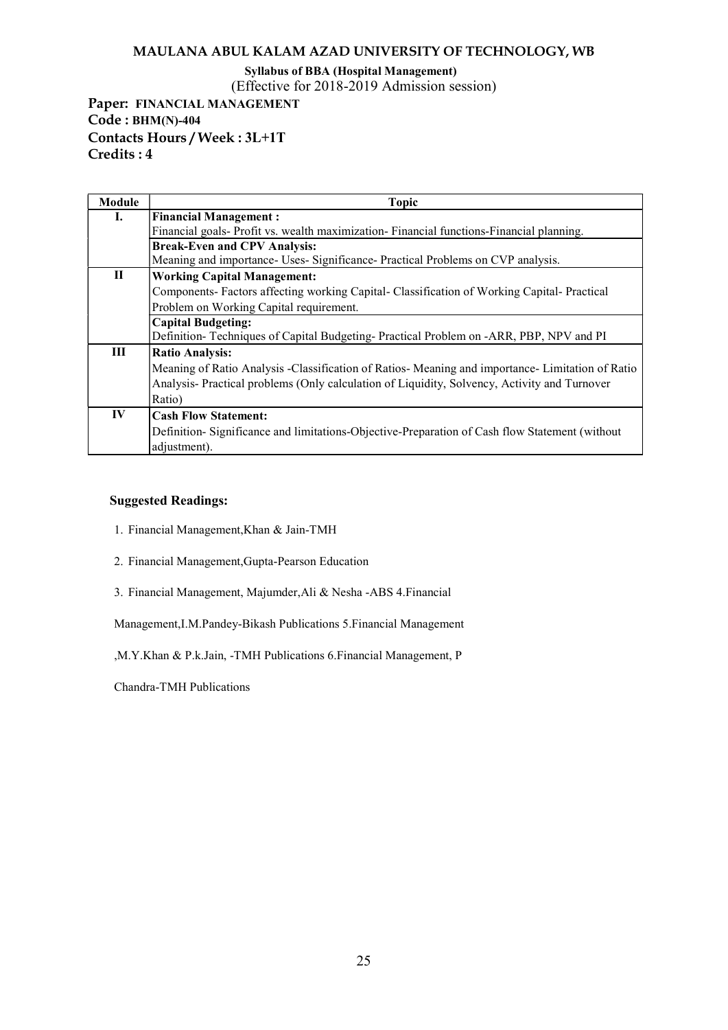# MAULANA ABUL KALAM AZAD UNIVERSITY OF TECHNOLOGY, WB

**Syllabus of BBA (Hospital Management)**

(Effective for 2018-2019 Admission session)

**Paper: FINANCIAL MANAGEMENT**
**Code : BHM(N)-404**
**Contacts Hours / Week : 3L+1T**
**Credits : 4**

| Module | Topic |
|---|---|
| I. | **Financial Management :** Financial goals- Profit vs. wealth maximization- Financial functions-Financial planning. |
| | **Break-Even and CPV Analysis:** Meaning and importance- Uses- Significance- Practical Problems on CVP analysis. |
| II | **Working Capital Management:** Components- Factors affecting working Capital- Classification of Working Capital- Practical Problem on Working Capital requirement. |
| | **Capital Budgeting:** Definition- Techniques of Capital Budgeting- Practical Problem on -ARR, PBP, NPV and PI |
| III | **Ratio Analysis:** Meaning of Ratio Analysis -Classification of Ratios- Meaning and importance- Limitation of Ratio Analysis- Practical problems (Only calculation of Liquidity, Solvency, Activity and Turnover Ratio) |
| IV | **Cash Flow Statement:** Definition- Significance and limitations-Objective-Preparation of Cash flow Statement (without adjustment). |

**Suggested Readings:**

1. Financial Management,Khan & Jain-TMH
2. Financial Management,Gupta-Pearson Education
3. Financial Management, Majumder,Ali & Nesha -ABS 4.Financial Management,I.M.Pandey-Bikash Publications 5.Financial Management ,M.Y.Khan & P.k.Jain, -TMH Publications 6.Financial Management, P Chandra-TMH Publications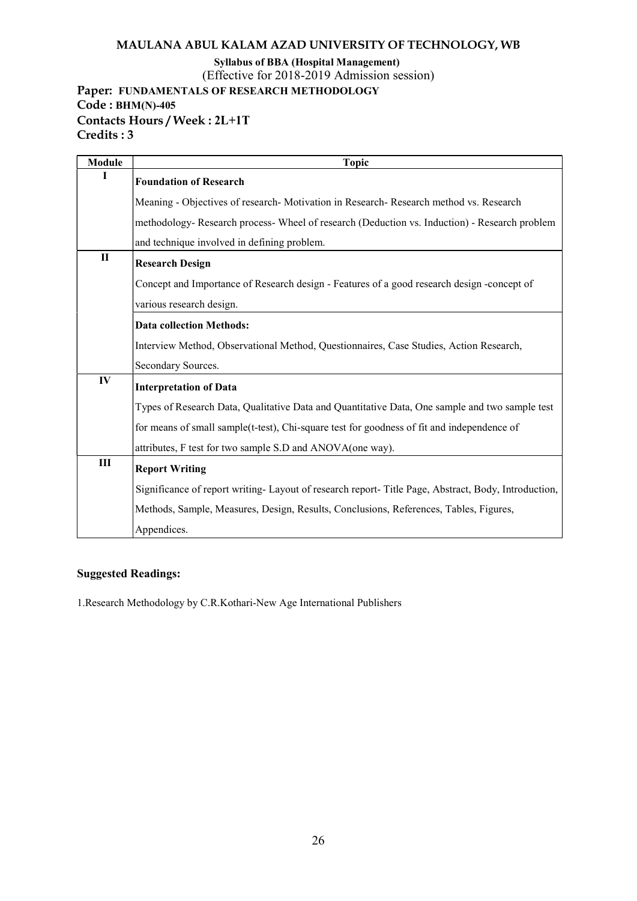# MAULANA ABUL KALAM AZAD UNIVERSITY OF TECHNOLOGY, WB

**Syllabus of BBA (Hospital Management)**

(Effective for 2018-2019 Admission session)

**Paper: FUNDAMENTALS OF RESEARCH METHODOLOGY**
**Code : BHM(N)-405**
**Contacts Hours / Week : 2L+1T**
**Credits : 3**

| Module | Topic |
|---|---|
| I | **Foundation of Research**<br>Meaning - Objectives of research- Motivation in Research- Research method vs. Research methodology- Research process- Wheel of research (Deduction vs. Induction) - Research problem and technique involved in defining problem. |
| II | **Research Design**<br>Concept and Importance of Research design - Features of a good research design -concept of various research design. |
| | **Data collection Methods:**<br>Interview Method, Observational Method, Questionnaires, Case Studies, Action Research, Secondary Sources. |
| IV | **Interpretation of Data**<br>Types of Research Data, Qualitative Data and Quantitative Data, One sample and two sample test for means of small sample(t-test), Chi-square test for goodness of fit and independence of attributes, F test for two sample S.D and ANOVA(one way). |
| III | **Report Writing**<br>Significance of report writing- Layout of research report- Title Page, Abstract, Body, Introduction, Methods, Sample, Measures, Design, Results, Conclusions, References, Tables, Figures, Appendices. |

**Suggested Readings:**

1.Research Methodology by C.R.Kothari-New Age International Publishers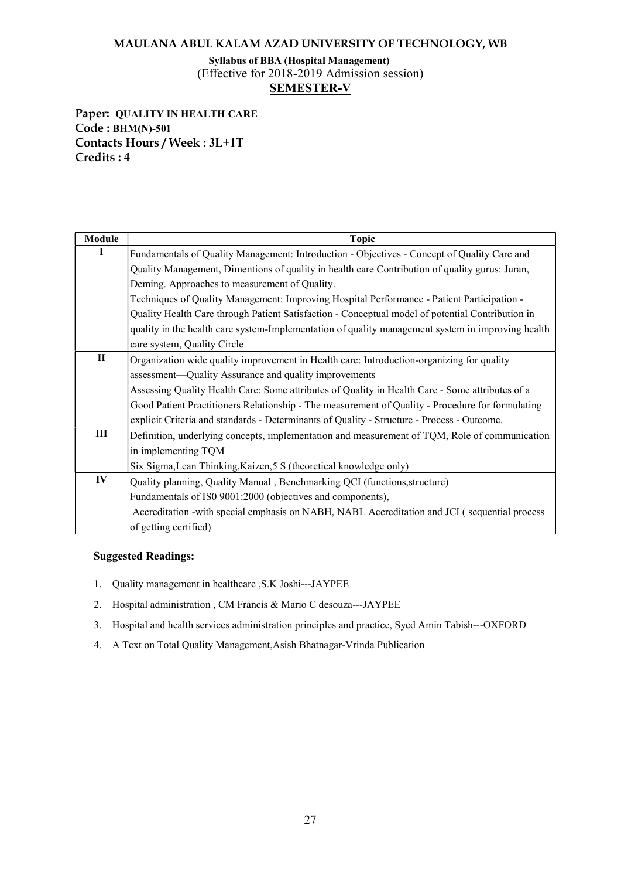# MAULANA ABUL KALAM AZAD UNIVERSITY OF TECHNOLOGY, WB

**Syllabus of BBA (Hospital Management)**

(Effective for 2018-2019 Admission session)

## SEMESTER-V

**Paper: QUALITY IN HEALTH CARE**
**Code : BHM(N)-501**
**Contacts Hours / Week : 3L+1T**
**Credits : 4**

| Module | Topic |
|---|---|
| I | Fundamentals of Quality Management: Introduction - Objectives - Concept of Quality Care and Quality Management, Dimentions of quality in health care Contribution of quality gurus: Juran, Deming. Approaches to measurement of Quality.<br>Techniques of Quality Management: Improving Hospital Performance - Patient Participation - Quality Health Care through Patient Satisfaction - Conceptual model of potential Contribution in quality in the health care system-Implementation of quality management system in improving health care system, Quality Circle |
| II | Organization wide quality improvement in Health care: Introduction-organizing for quality assessment—Quality Assurance and quality improvements<br>Assessing Quality Health Care: Some attributes of Quality in Health Care - Some attributes of a Good Patient Practitioners Relationship - The measurement of Quality - Procedure for formulating explicit Criteria and standards - Determinants of Quality - Structure - Process - Outcome. |
| III | Definition, underlying concepts, implementation and measurement of TQM, Role of communication in implementing TQM<br>Six Sigma,Lean Thinking,Kaizen,5 S (theoretical knowledge only) |
| IV | Quality planning, Quality Manual , Benchmarking QCI (functions,structure)<br>Fundamentals of IS0 9001:2000 (objectives and components),<br>Accreditation -with special emphasis on NABH, NABL Accreditation and JCI ( sequential process of getting certified) |

**Suggested Readings:**

1. Quality management in healthcare ,S.K Joshi---JAYPEE
2. Hospital administration , CM Francis & Mario C desouza---JAYPEE
3. Hospital and health services administration principles and practice, Syed Amin Tabish---OXFORD
4. A Text on Total Quality Management,Asish Bhatnagar-Vrinda Publication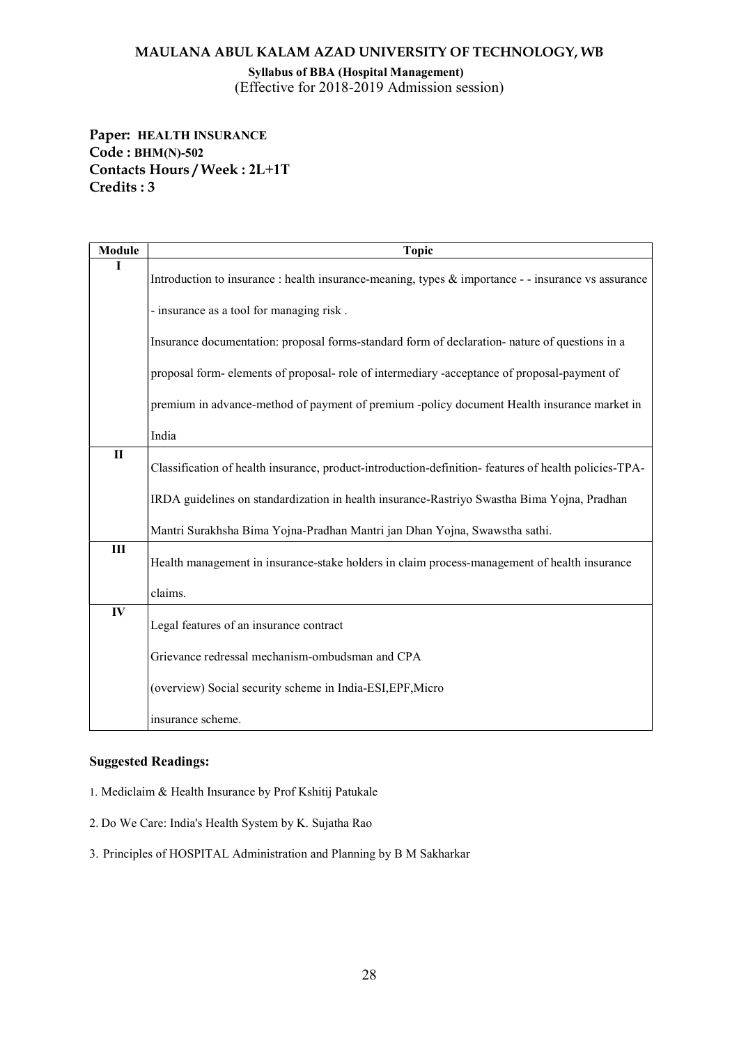# MAULANA ABUL KALAM AZAD UNIVERSITY OF TECHNOLOGY, WB

**Syllabus of BBA (Hospital Management)**
(Effective for 2018-2019 Admission session)

**Paper: HEALTH INSURANCE**
**Code : BHM(N)-502**
**Contacts Hours / Week : 2L+1T**
**Credits : 3**

| Module | Topic |
|---|---|
| I | Introduction to insurance : health insurance-meaning, types & importance - - insurance vs assurance - insurance as a tool for managing risk . Insurance documentation: proposal forms-standard form of declaration- nature of questions in a proposal form- elements of proposal- role of intermediary -acceptance of proposal-payment of premium in advance-method of payment of premium -policy document Health insurance market in India |
| II | Classification of health insurance, product-introduction-definition- features of health policies-TPA-IRDA guidelines on standardization in health insurance-Rastriyo Swastha Bima Yojna, Pradhan Mantri Surakhsha Bima Yojna-Pradhan Mantri jan Dhan Yojna, Swawstha sathi. |
| III | Health management in insurance-stake holders in claim process-management of health insurance claims. |
| IV | Legal features of an insurance contract<br>Grievance redressal mechanism-ombudsman and CPA<br>(overview) Social security scheme in India-ESI,EPF,Micro insurance scheme. |

**Suggested Readings:**

1. Mediclaim & Health Insurance by Prof Kshitij Patukale
2. Do We Care: India's Health System by K. Sujatha Rao
3. Principles of HOSPITAL Administration and Planning by B M Sakharkar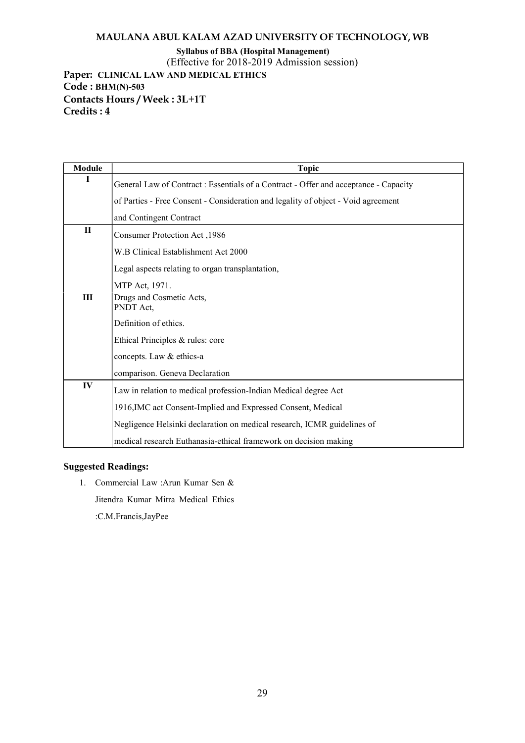**MAULANA ABUL KALAM AZAD UNIVERSITY OF TECHNOLOGY, WB**

**Syllabus of BBA (Hospital Management)**

(Effective for 2018-2019 Admission session)

**Paper: CLINICAL LAW AND MEDICAL ETHICS**
**Code : BHM(N)-503**
**Contacts Hours / Week : 3L+1T**
**Credits : 4**

| Module | Topic |
|---|---|
| I | General Law of Contract : Essentials of a Contract - Offer and acceptance - Capacity of Parties - Free Consent - Consideration and legality of object - Void agreement and Contingent Contract |
| II | Consumer Protection Act ,1986<br>W.B Clinical Establishment Act 2000<br>Legal aspects relating to organ transplantation,<br>MTP Act, 1971. |
| III | Drugs and Cosmetic Acts,<br>PNDT Act,<br>Definition of ethics.<br>Ethical Principles & rules: core concepts. Law & ethics-a comparison. Geneva Declaration |
| IV | Law in relation to medical profession-Indian Medical degree Act 1916,IMC act Consent-Implied and Expressed Consent, Medical Negligence Helsinki declaration on medical research, ICMR guidelines of medical research Euthanasia-ethical framework on decision making |

**Suggested Readings:**

1. Commercial Law :Arun Kumar Sen & Jitendra Kumar Mitra Medical Ethics :C.M.Francis,JayPee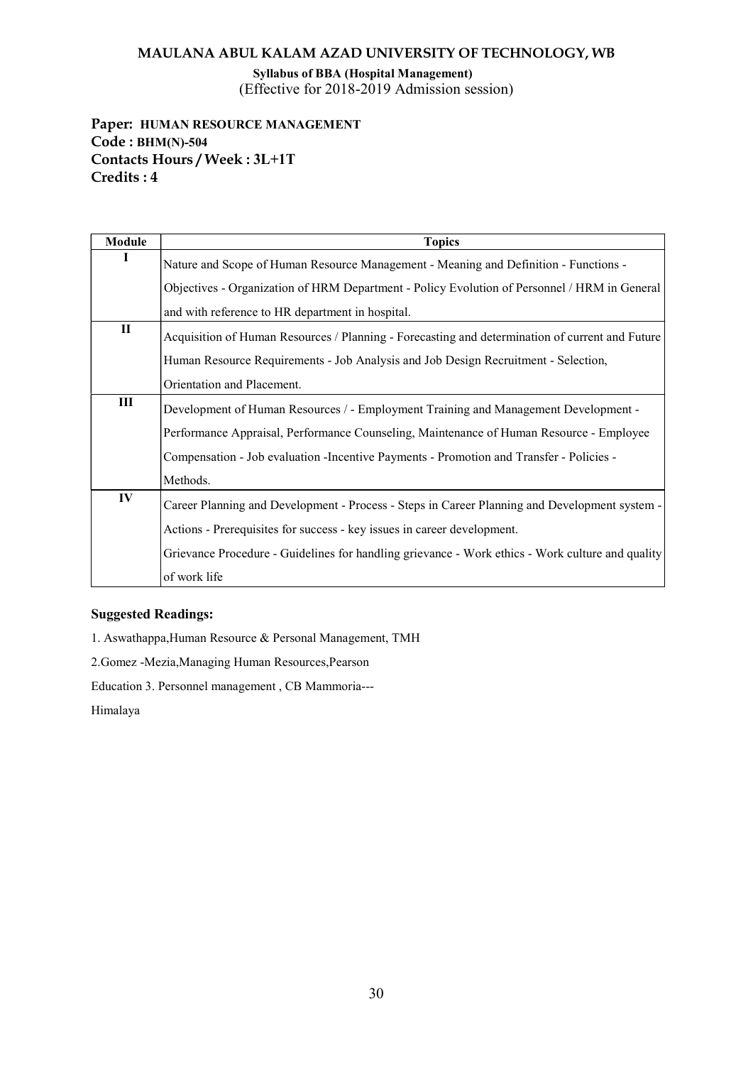**MAULANA ABUL KALAM AZAD UNIVERSITY OF TECHNOLOGY, WB**

**Syllabus of BBA (Hospital Management)**
(Effective for 2018-2019 Admission session)

**Paper: HUMAN RESOURCE MANAGEMENT**
**Code : BHM(N)-504**
**Contacts Hours / Week : 3L+1T**
**Credits : 4**

| Module | Topics |
|---|---|
| I | Nature and Scope of Human Resource Management - Meaning and Definition - Functions - Objectives - Organization of HRM Department - Policy Evolution of Personnel / HRM in General and with reference to HR department in hospital. |
| II | Acquisition of Human Resources / Planning - Forecasting and determination of current and Future Human Resource Requirements - Job Analysis and Job Design Recruitment - Selection, Orientation and Placement. |
| III | Development of Human Resources / - Employment Training and Management Development - Performance Appraisal, Performance Counseling, Maintenance of Human Resource - Employee Compensation - Job evaluation -Incentive Payments - Promotion and Transfer - Policies - Methods. |
| IV | Career Planning and Development - Process - Steps in Career Planning and Development system - Actions - Prerequisites for success - key issues in career development. Grievance Procedure - Guidelines for handling grievance - Work ethics - Work culture and quality of work life |

**Suggested Readings:**

1. Aswathappa,Human Resource & Personal Management, TMH

2.Gomez -Mezia,Managing Human Resources,Pearson

Education 3. Personnel management , CB Mammoria---

Himalaya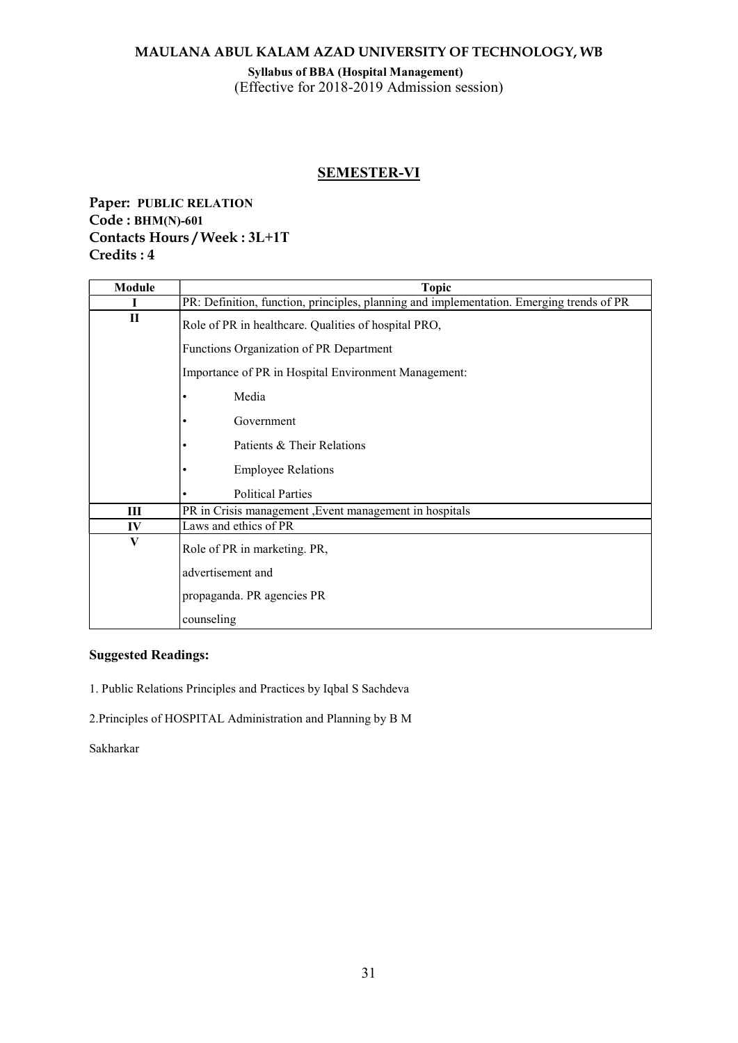# MAULANA ABUL KALAM AZAD UNIVERSITY OF TECHNOLOGY, WB

**Syllabus of BBA (Hospital Management)**
(Effective for 2018-2019 Admission session)

## SEMESTER-VI

**Paper: PUBLIC RELATION**
**Code : BHM(N)-601**
**Contacts Hours / Week : 3L+1T**
**Credits : 4**

| Module | Topic |
|---|---|
| I | PR: Definition, function, principles, planning and implementation. Emerging trends of PR |
| II | Role of PR in healthcare. Qualities of hospital PRO,<br>Functions Organization of PR Department<br>Importance of PR in Hospital Environment Management:<br>• Media<br>• Government<br>• Patients & Their Relations<br>• Employee Relations<br>• Political Parties |
| III | PR in Crisis management ,Event management in hospitals |
| IV | Laws and ethics of PR |
| V | Role of PR in marketing. PR,<br>advertisement and<br>propaganda. PR agencies PR<br>counseling |

**Suggested Readings:**

1. Public Relations Principles and Practices by Iqbal S Sachdeva

2.Principles of HOSPITAL Administration and Planning by B M

Sakharkar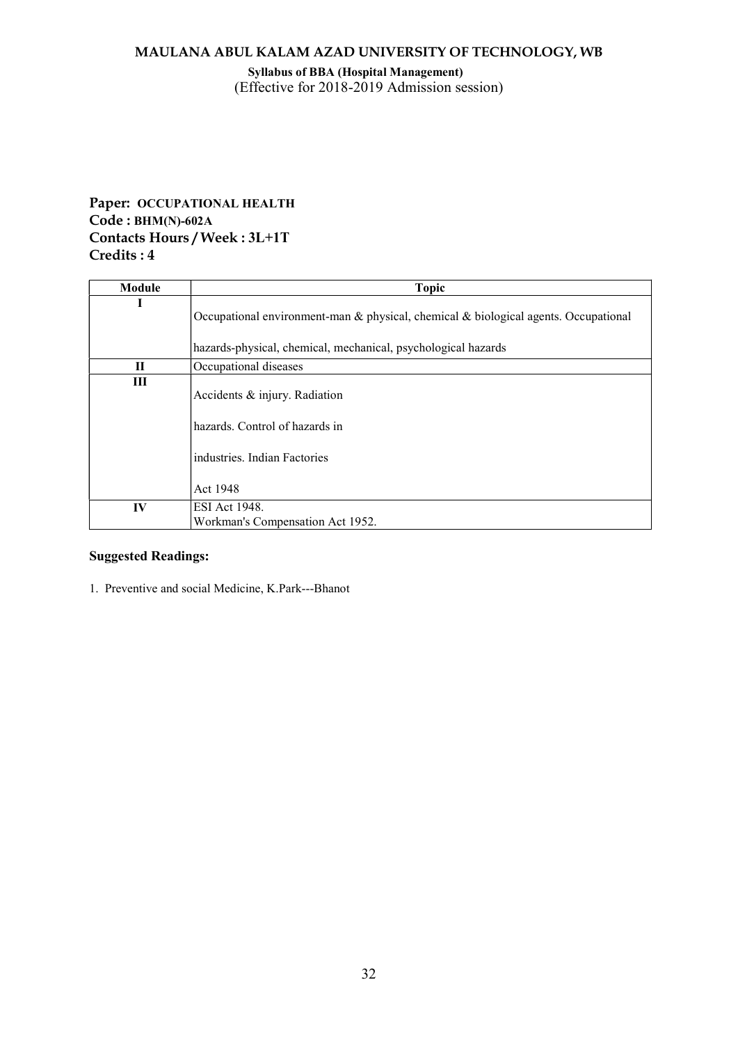**Paper: OCCUPATIONAL HEALTH**
**Code : BHM(N)-602A**
**Contacts Hours / Week : 3L+1T**
**Credits : 4**

| Module | Topic |
|---|---|
| I | Occupational environment-man & physical, chemical & biological agents. Occupational hazards-physical, chemical, mechanical, psychological hazards |
| II | Occupational diseases |
| III | Accidents & injury. Radiation hazards. Control of hazards in industries. Indian Factories Act 1948 |
| IV | ESI Act 1948. Workman's Compensation Act 1952. |

**Suggested Readings:**

1. Preventive and social Medicine, K.Park---Bhanot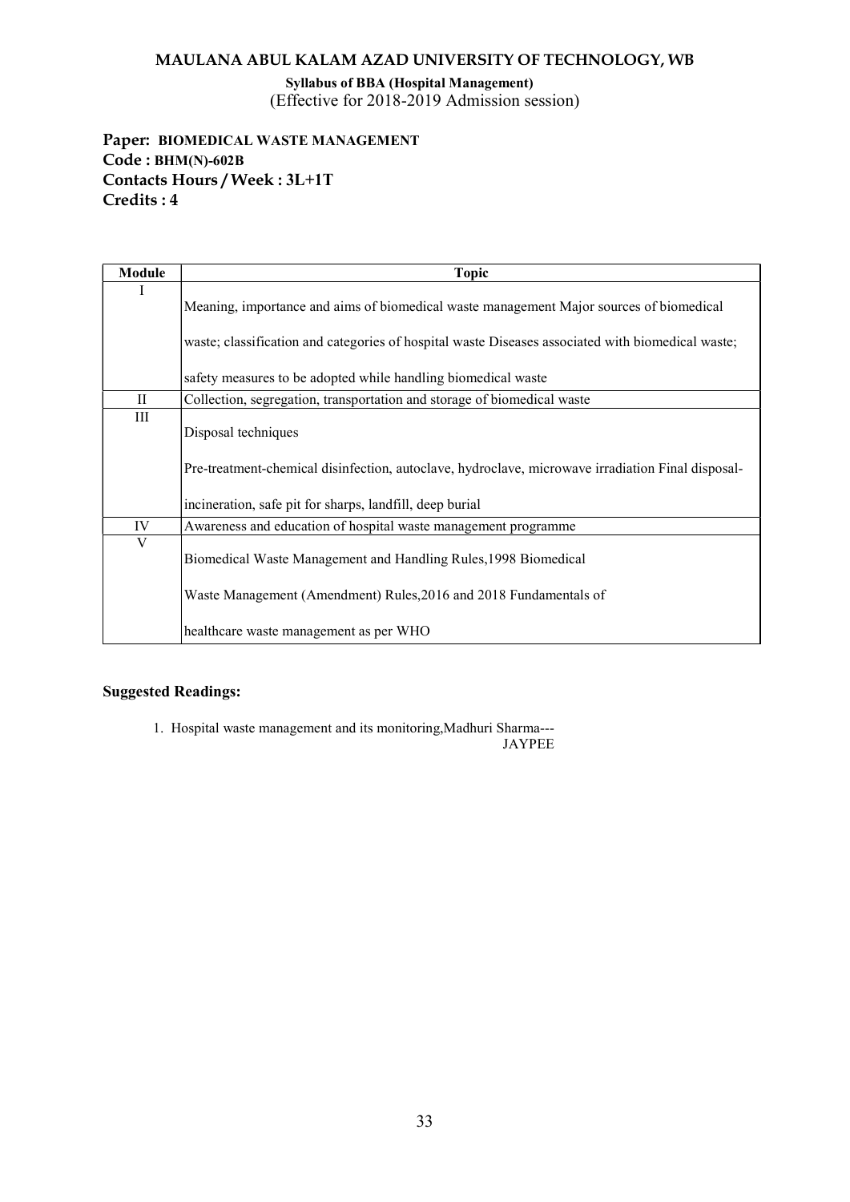**MAULANA ABUL KALAM AZAD UNIVERSITY OF TECHNOLOGY, WB**

**Syllabus of BBA (Hospital Management)**
(Effective for 2018-2019 Admission session)

**Paper: BIOMEDICAL WASTE MANAGEMENT**
**Code : BHM(N)-602B**
**Contacts Hours / Week : 3L+1T**
**Credits : 4**

| Module | Topic |
|---|---|
| I | Meaning, importance and aims of biomedical waste management Major sources of biomedical waste; classification and categories of hospital waste Diseases associated with biomedical waste; safety measures to be adopted while handling biomedical waste |
| II | Collection, segregation, transportation and storage of biomedical waste |
| III | Disposal techniques<br>Pre-treatment-chemical disinfection, autoclave, hydroclave, microwave irradiation Final disposal-incineration, safe pit for sharps, landfill, deep burial |
| IV | Awareness and education of hospital waste management programme |
| V | Biomedical Waste Management and Handling Rules,1998 Biomedical Waste Management (Amendment) Rules,2016 and 2018 Fundamentals of healthcare waste management as per WHO |

**Suggested Readings:**

1. Hospital waste management and its monitoring,Madhuri Sharma--- JAYPEE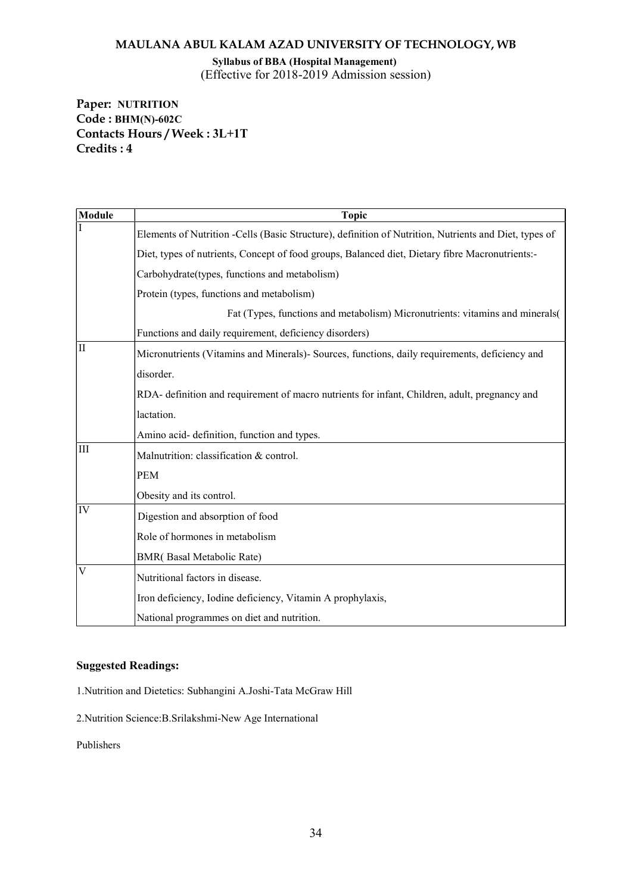# MAULANA ABUL KALAM AZAD UNIVERSITY OF TECHNOLOGY, WB

**Syllabus of BBA (Hospital Management)**
(Effective for 2018-2019 Admission session)

**Paper: NUTRITION**
**Code : BHM(N)-602C**
**Contacts Hours / Week : 3L+1T**
**Credits : 4**

| Module | Topic |
|---|---|
| I | Elements of Nutrition -Cells (Basic Structure), definition of Nutrition, Nutrients and Diet, types of Diet, types of nutrients, Concept of food groups, Balanced diet, Dietary fibre Macronutrients:- Carbohydrate(types, functions and metabolism)<br>Protein (types, functions and metabolism)<br>Fat (Types, functions and metabolism) Micronutrients: vitamins and minerals( Functions and daily requirement, deficiency disorders) |
| II | Micronutrients (Vitamins and Minerals)- Sources, functions, daily requirements, deficiency and disorder.<br>RDA- definition and requirement of macro nutrients for infant, Children, adult, pregnancy and lactation.<br>Amino acid- definition, function and types. |
| III | Malnutrition: classification & control.<br>PEM<br>Obesity and its control. |
| IV | Digestion and absorption of food<br>Role of hormones in metabolism<br>BMR( Basal Metabolic Rate) |
| V | Nutritional factors in disease.<br>Iron deficiency, Iodine deficiency, Vitamin A prophylaxis,<br>National programmes on diet and nutrition. |

**Suggested Readings:**

1.Nutrition and Dietetics: Subhangini A.Joshi-Tata McGraw Hill

2.Nutrition Science:B.Srilakshmi-New Age International Publishers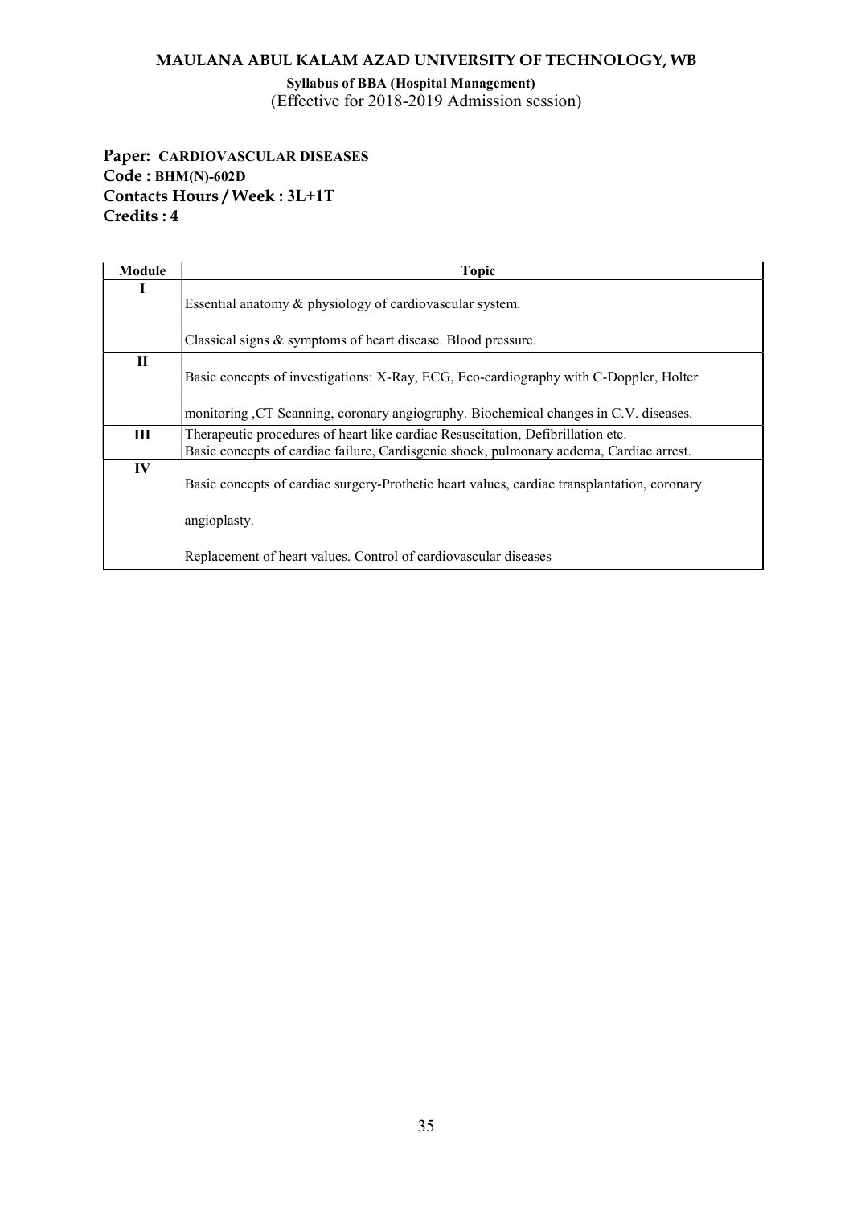**MAULANA ABUL KALAM AZAD UNIVERSITY OF TECHNOLOGY, WB**

**Syllabus of BBA (Hospital Management)**
(Effective for 2018-2019 Admission session)

**Paper: CARDIOVASCULAR DISEASES**
**Code : BHM(N)-602D**
**Contacts Hours / Week : 3L+1T**
**Credits : 4**

| Module | Topic |
|---|---|
| I | Essential anatomy & physiology of cardiovascular system.<br><br>Classical signs & symptoms of heart disease. Blood pressure. |
| II | Basic concepts of investigations: X-Ray, ECG, Eco-cardiography with C-Doppler, Holter<br><br>monitoring ,CT Scanning, coronary angiography. Biochemical changes in C.V. diseases. |
| III | Therapeutic procedures of heart like cardiac Resuscitation, Defibrillation etc.<br>Basic concepts of cardiac failure, Cardisgenic shock, pulmonary acdema, Cardiac arrest. |
| IV | Basic concepts of cardiac surgery-Prothetic heart values, cardiac transplantation, coronary<br><br>angioplasty.<br><br>Replacement of heart values. Control of cardiovascular diseases |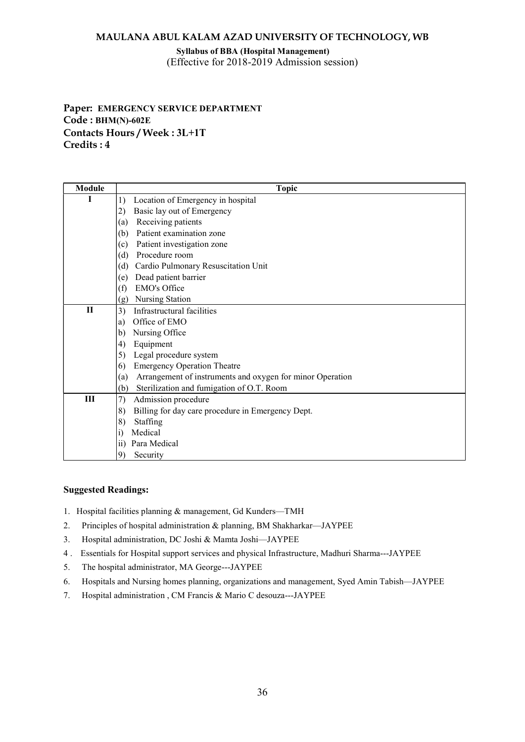**MAULANA ABUL KALAM AZAD UNIVERSITY OF TECHNOLOGY, WB**

**Syllabus of BBA (Hospital Management)**
(Effective for 2018-2019 Admission session)

**Paper: EMERGENCY SERVICE DEPARTMENT**
**Code : BHM(N)-602E**
**Contacts Hours / Week : 3L+1T**
**Credits : 4**

| Module | Topic |
|---|---|
| I | 1) Location of Emergency in hospital<br>2) Basic lay out of Emergency<br>(a) Receiving patients<br>(b) Patient examination zone<br>(c) Patient investigation zone<br>(d) Procedure room<br>(d) Cardio Pulmonary Resuscitation Unit<br>(e) Dead patient barrier<br>(f) EMO's Office<br>(g) Nursing Station |
| II | 3) Infrastructural facilities<br>a) Office of EMO<br>b) Nursing Office<br>4) Equipment<br>5) Legal procedure system<br>6) Emergency Operation Theatre<br>(a) Arrangement of instruments and oxygen for minor Operation<br>(b) Sterilization and fumigation of O.T. Room |
| III | 7) Admission procedure<br>8) Billing for day care procedure in Emergency Dept.<br>8) Staffing<br>i) Medical<br>ii) Para Medical<br>9) Security |

**Suggested Readings:**

1. Hospital facilities planning & management, Gd Kunders—TMH
2. Principles of hospital administration & planning, BM Shakharkar—JAYPEE
3. Hospital administration, DC Joshi & Mamta Joshi—JAYPEE
4. Essentials for Hospital support services and physical Infrastructure, Madhuri Sharma---JAYPEE
5. The hospital administrator, MA George---JAYPEE
6. Hospitals and Nursing homes planning, organizations and management, Syed Amin Tabish—JAYPEE
7. Hospital administration , CM Francis & Mario C desouza---JAYPEE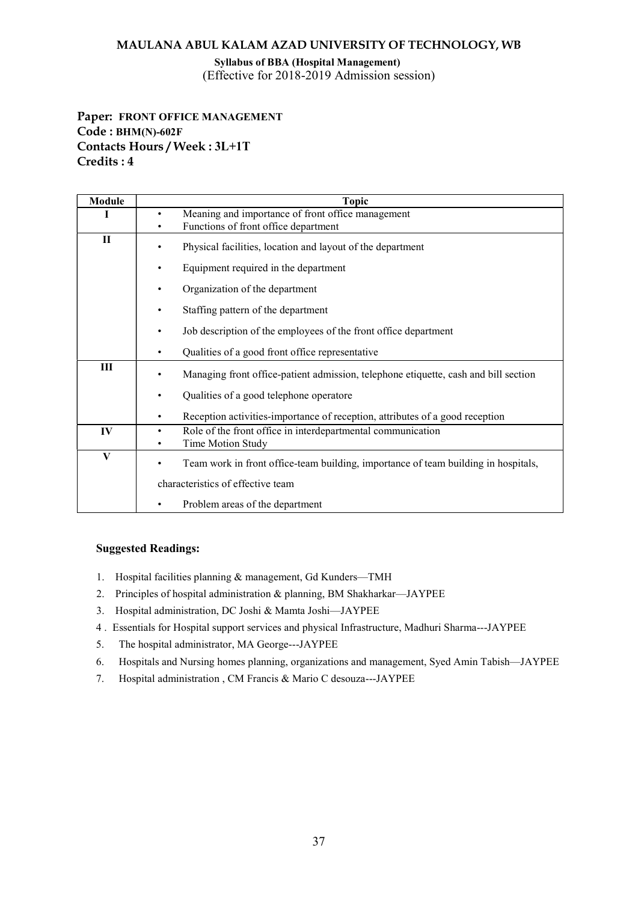**MAULANA ABUL KALAM AZAD UNIVERSITY OF TECHNOLOGY, WB**

**Syllabus of BBA (Hospital Management)**
(Effective for 2018-2019 Admission session)

**Paper: FRONT OFFICE MANAGEMENT**
**Code : BHM(N)-602F**
**Contacts Hours / Week : 3L+1T**
**Credits : 4**

| Module | Topic |
|---|---|
| I | • Meaning and importance of front office management<br>• Functions of front office department |
| II | • Physical facilities, location and layout of the department<br>• Equipment required in the department<br>• Organization of the department<br>• Staffing pattern of the department<br>• Job description of the employees of the front office department<br>• Qualities of a good front office representative |
| III | • Managing front office-patient admission, telephone etiquette, cash and bill section<br>• Qualities of a good telephone operatore<br>• Reception activities-importance of reception, attributes of a good reception |
| IV | • Role of the front office in interdepartmental communication<br>• Time Motion Study |
| V | • Team work in front office-team building, importance of team building in hospitals, characteristics of effective team<br>• Problem areas of the department |

**Suggested Readings:**

1. Hospital facilities planning & management, Gd Kunders—TMH
2. Principles of hospital administration & planning, BM Shakharkar—JAYPEE
3. Hospital administration, DC Joshi & Mamta Joshi—JAYPEE
4. Essentials for Hospital support services and physical Infrastructure, Madhuri Sharma---JAYPEE
5. The hospital administrator, MA George---JAYPEE
6. Hospitals and Nursing homes planning, organizations and management, Syed Amin Tabish—JAYPEE
7. Hospital administration , CM Francis & Mario C desouza---JAYPEE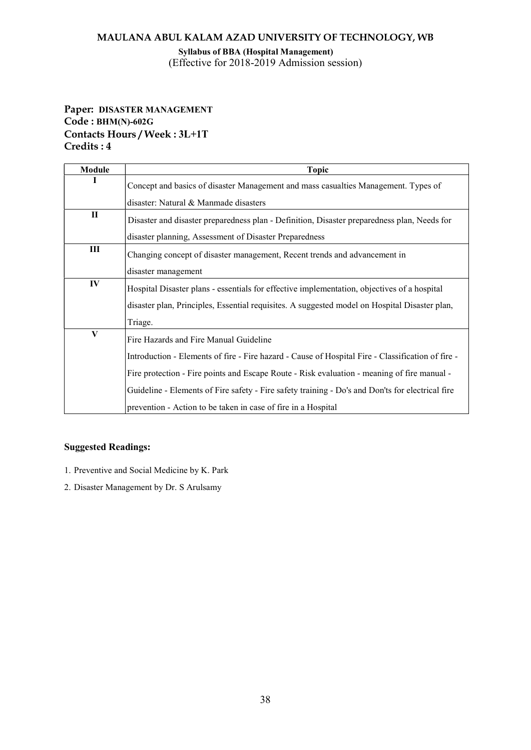**Paper: DISASTER MANAGEMENT**
**Code : BHM(N)-602G**
**Contacts Hours / Week : 3L+1T**
**Credits : 4**

| Module | Topic |
|---|---|
| I | Concept and basics of disaster Management and mass casualties Management. Types of disaster: Natural & Manmade disasters |
| II | Disaster and disaster preparedness plan - Definition, Disaster preparedness plan, Needs for disaster planning, Assessment of Disaster Preparedness |
| III | Changing concept of disaster management, Recent trends and advancement in disaster management |
| IV | Hospital Disaster plans - essentials for effective implementation, objectives of a hospital disaster plan, Principles, Essential requisites. A suggested model on Hospital Disaster plan, Triage. |
| V | Fire Hazards and Fire Manual Guideline<br>Introduction - Elements of fire - Fire hazard - Cause of Hospital Fire - Classification of fire - Fire protection - Fire points and Escape Route - Risk evaluation - meaning of fire manual - Guideline - Elements of Fire safety - Fire safety training - Do's and Don'ts for electrical fire prevention - Action to be taken in case of fire in a Hospital |

**Suggested Readings:**

1. Preventive and Social Medicine by K. Park
2. Disaster Management by Dr. S Arulsamy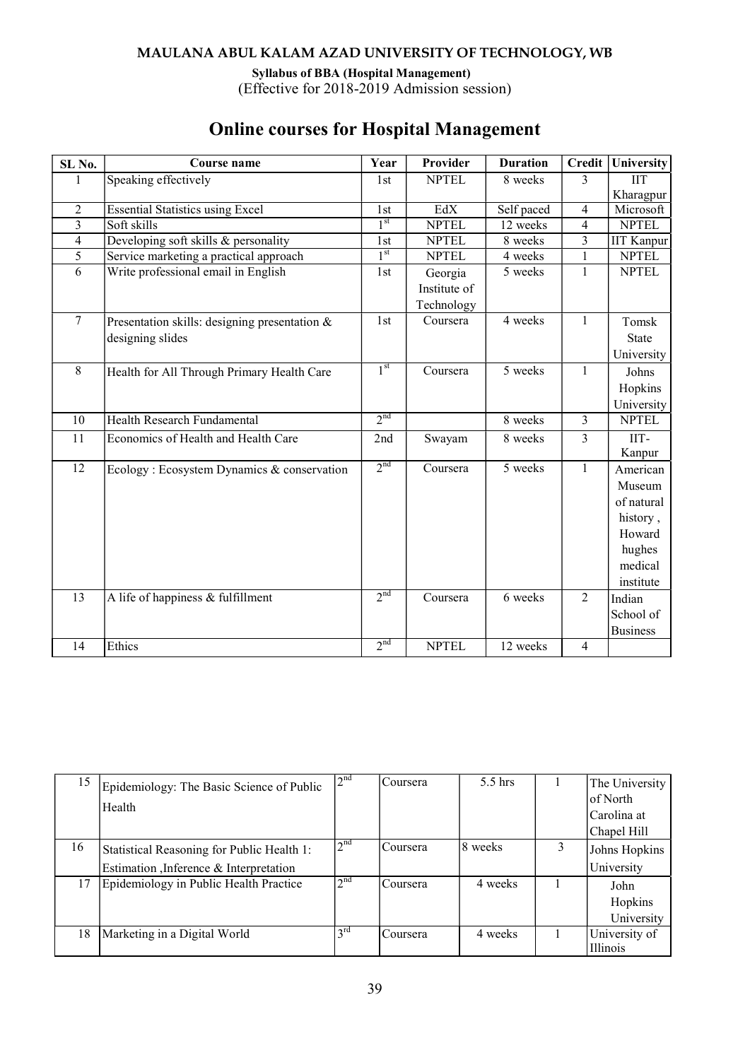**MAULANA ABUL KALAM AZAD UNIVERSITY OF TECHNOLOGY, WB**

**Syllabus of BBA (Hospital Management)**
(Effective for 2018-2019 Admission session)

# Online courses for Hospital Management

| SL No. | Course name | Year | Provider | Duration | Credit | University |
|---|---|---|---|---|---|---|
| 1 | Speaking effectively | 1st | NPTEL | 8 weeks | 3 | IIT Kharagpur |
| 2 | Essential Statistics using Excel | 1st | EdX | Self paced | 4 | Microsoft |
| 3 | Soft skills | 1st | NPTEL | 12 weeks | 4 | NPTEL |
| 4 | Developing soft skills & personality | 1st | NPTEL | 8 weeks | 3 | IIT Kanpur |
| 5 | Service marketing a practical approach | 1st | NPTEL | 4 weeks | 1 | NPTEL |
| 6 | Write professional email in English | 1st | Georgia Institute of Technology | 5 weeks | 1 | NPTEL |
| 7 | Presentation skills: designing presentation & designing slides | 1st | Coursera | 4 weeks | 1 | Tomsk State University |
| 8 | Health for All Through Primary Health Care | 1st | Coursera | 5 weeks | 1 | Johns Hopkins University |
| 10 | Health Research Fundamental | 2nd | | 8 weeks | 3 | NPTEL |
| 11 | Economics of Health and Health Care | 2nd | Swayam | 8 weeks | 3 | IIT-Kanpur |
| 12 | Ecology : Ecosystem Dynamics & conservation | 2nd | Coursera | 5 weeks | 1 | American Museum of natural history , Howard hughes medical institute |
| 13 | A life of happiness & fulfillment | 2nd | Coursera | 6 weeks | 2 | Indian School of Business |
| 14 | Ethics | 2nd | NPTEL | 12 weeks | 4 | |
| 15 | Epidemiology: The Basic Science of Public Health | 2nd | Coursera | 5.5 hrs | 1 | The University of North Carolina at Chapel Hill |
| 16 | Statistical Reasoning for Public Health 1: Estimation ,Inference & Interpretation | 2nd | Coursera | 8 weeks | 3 | Johns Hopkins University |
| 17 | Epidemiology in Public Health Practice | 2nd | Coursera | 4 weeks | 1 | John Hopkins University |
| 18 | Marketing in a Digital World | 3rd | Coursera | 4 weeks | 1 | University of Illinois |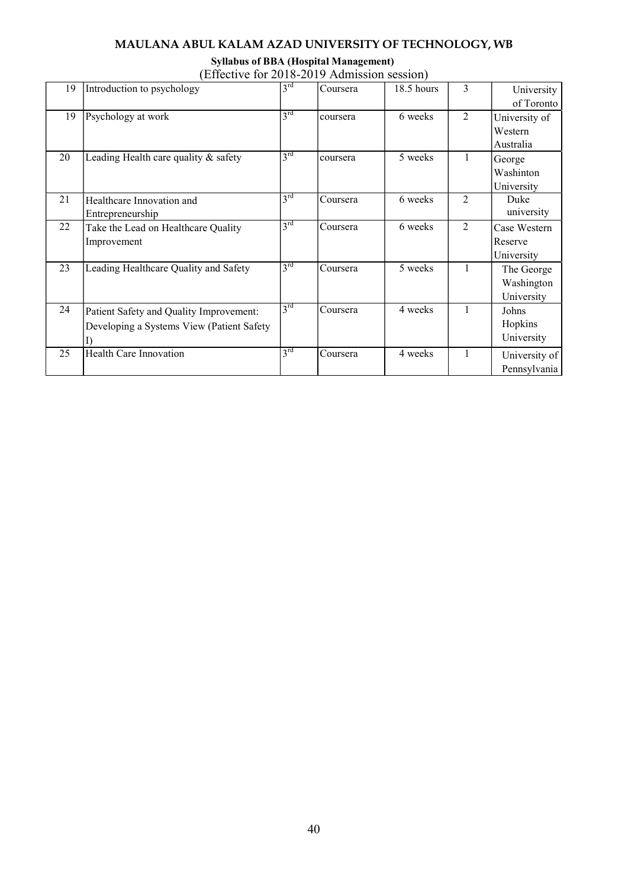**MAULANA ABUL KALAM AZAD UNIVERSITY OF TECHNOLOGY, WB**

**Syllabus of BBA (Hospital Management)**

(Effective for 2018-2019 Admission session)

| | | | | | | |
|---|---|---|---|---|---|---|
| 19 | Introduction to psychology | 3rd | Coursera | 18.5 hours | 3 | University of Toronto |
| 19 | Psychology at work | 3rd | coursera | 6 weeks | 2 | University of Western Australia |
| 20 | Leading Health care quality & safety | 3rd | coursera | 5 weeks | 1 | George Washinton University |
| 21 | Healthcare Innovation and Entrepreneurship | 3rd | Coursera | 6 weeks | 2 | Duke university |
| 22 | Take the Lead on Healthcare Quality Improvement | 3rd | Coursera | 6 weeks | 2 | Case Western Reserve University |
| 23 | Leading Healthcare Quality and Safety | 3rd | Coursera | 5 weeks | 1 | The George Washington University |
| 24 | Patient Safety and Quality Improvement: Developing a Systems View (Patient Safety I) | 3rd | Coursera | 4 weeks | 1 | Johns Hopkins University |
| 25 | Health Care Innovation | 3rd | Coursera | 4 weeks | 1 | University of Pennsylvania |